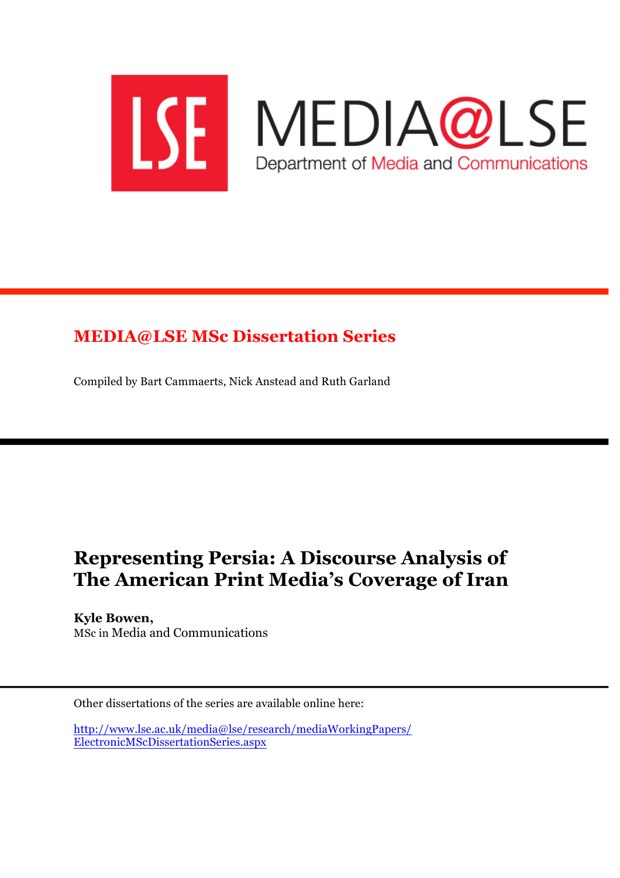LSE MEDIA@LSE
Department of Media and Communications

## MEDIA@LSE MSc Dissertation Series

Compiled by Bart Cammaerts, Nick Anstead and Ruth Garland

# Representing Persia: A Discourse Analysis of The American Print Media's Coverage of Iran

**Kyle Bowen,**
MSc in Media and Communications

Other dissertations of the series are available online here:

http://www.lse.ac.uk/media@lse/research/mediaWorkingPapers/ElectronicMScDissertationSeries.aspx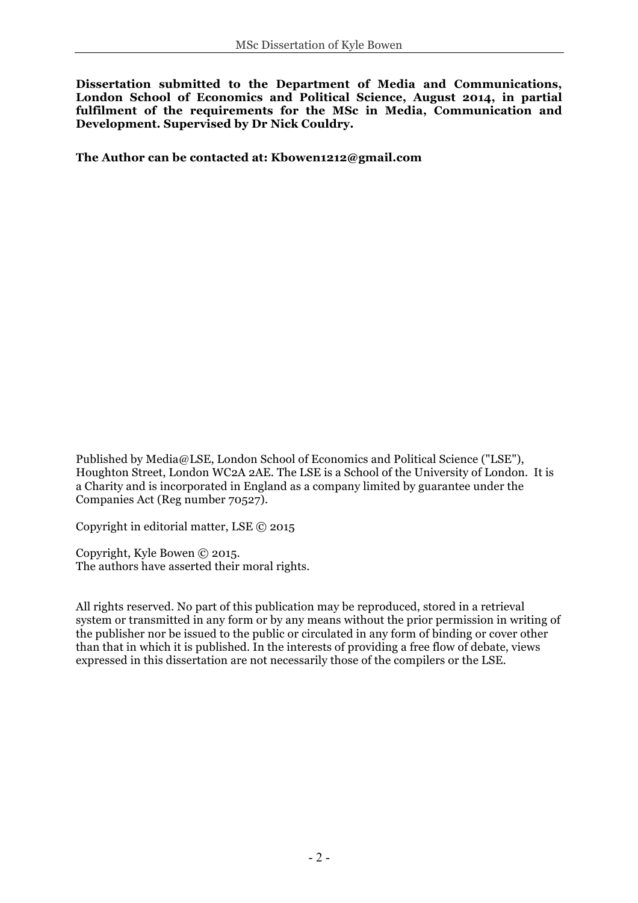**Dissertation submitted to the Department of Media and Communications, London School of Economics and Political Science, August 2014, in partial fulfilment of the requirements for the MSc in Media, Communication and Development. Supervised by Dr Nick Couldry.**

**The Author can be contacted at: Kbowen1212@gmail.com**

Published by Media@LSE, London School of Economics and Political Science ("LSE"), Houghton Street, London WC2A 2AE. The LSE is a School of the University of London. It is a Charity and is incorporated in England as a company limited by guarantee under the Companies Act (Reg number 70527).

Copyright in editorial matter, LSE © 2015

Copyright, Kyle Bowen © 2015.
The authors have asserted their moral rights.

All rights reserved. No part of this publication may be reproduced, stored in a retrieval system or transmitted in any form or by any means without the prior permission in writing of the publisher nor be issued to the public or circulated in any form of binding or cover other than that in which it is published. In the interests of providing a free flow of debate, views expressed in this dissertation are not necessarily those of the compilers or the LSE.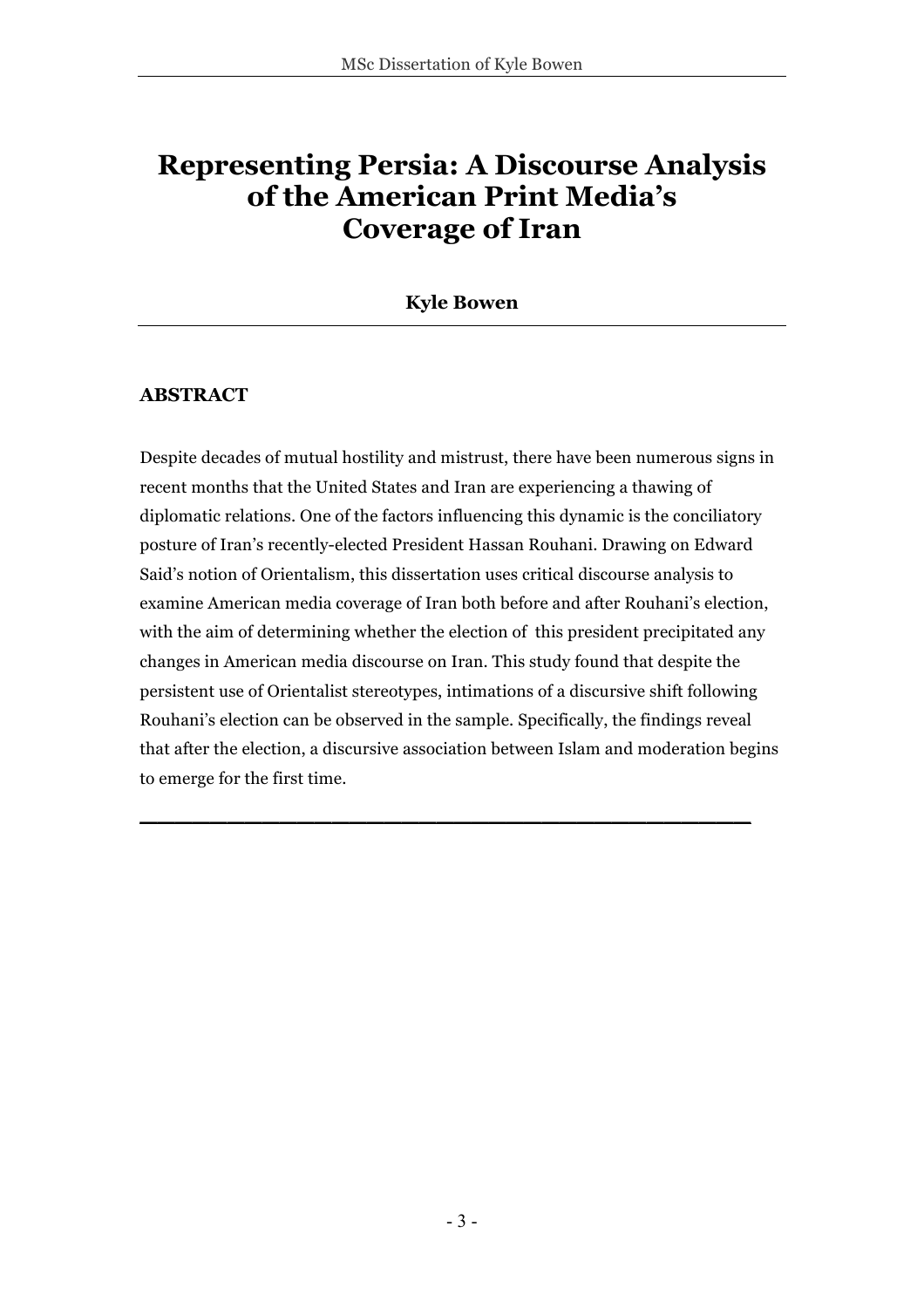# Representing Persia: A Discourse Analysis of the American Print Media's Coverage of Iran

**Kyle Bowen**

---

**ABSTRACT**

Despite decades of mutual hostility and mistrust, there have been numerous signs in recent months that the United States and Iran are experiencing a thawing of diplomatic relations. One of the factors influencing this dynamic is the conciliatory posture of Iran's recently-elected President Hassan Rouhani. Drawing on Edward Said's notion of Orientalism, this dissertation uses critical discourse analysis to examine American media coverage of Iran both before and after Rouhani's election, with the aim of determining whether the election of this president precipitated any changes in American media discourse on Iran. This study found that despite the persistent use of Orientalist stereotypes, intimations of a discursive shift following Rouhani's election can be observed in the sample. Specifically, the findings reveal that after the election, a discursive association between Islam and moderation begins to emerge for the first time.

---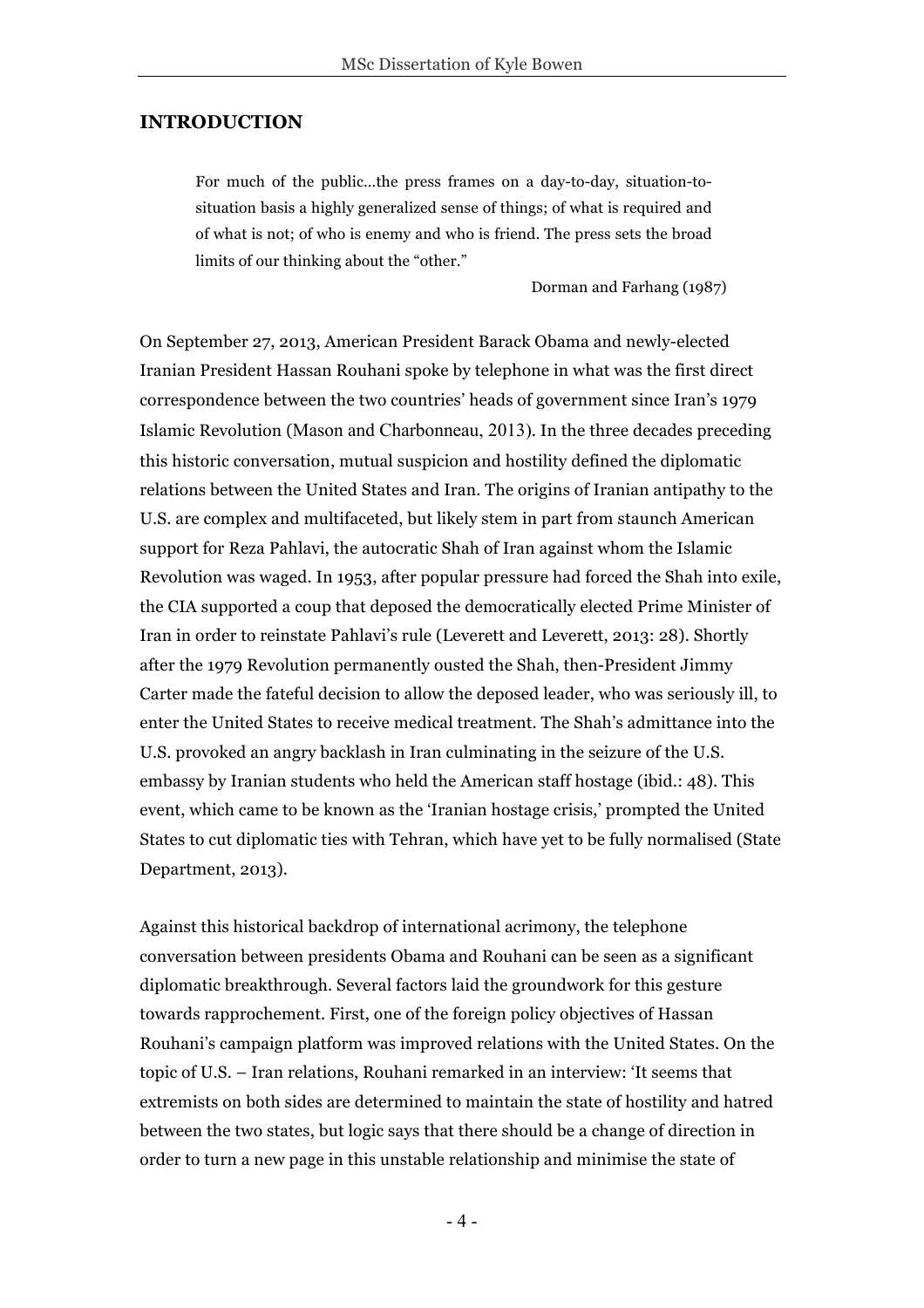# INTRODUCTION

> For much of the public...the press frames on a day-to-day, situation-to-situation basis a highly generalized sense of things; of what is required and of what is not; of who is enemy and who is friend. The press sets the broad limits of our thinking about the "other."
>
> Dorman and Farhang (1987)

On September 27, 2013, American President Barack Obama and newly-elected Iranian President Hassan Rouhani spoke by telephone in what was the first direct correspondence between the two countries' heads of government since Iran's 1979 Islamic Revolution (Mason and Charbonneau, 2013). In the three decades preceding this historic conversation, mutual suspicion and hostility defined the diplomatic relations between the United States and Iran. The origins of Iranian antipathy to the U.S. are complex and multifaceted, but likely stem in part from staunch American support for Reza Pahlavi, the autocratic Shah of Iran against whom the Islamic Revolution was waged. In 1953, after popular pressure had forced the Shah into exile, the CIA supported a coup that deposed the democratically elected Prime Minister of Iran in order to reinstate Pahlavi's rule (Leverett and Leverett, 2013: 28). Shortly after the 1979 Revolution permanently ousted the Shah, then-President Jimmy Carter made the fateful decision to allow the deposed leader, who was seriously ill, to enter the United States to receive medical treatment. The Shah's admittance into the U.S. provoked an angry backlash in Iran culminating in the seizure of the U.S. embassy by Iranian students who held the American staff hostage (ibid.: 48). This event, which came to be known as the 'Iranian hostage crisis,' prompted the United States to cut diplomatic ties with Tehran, which have yet to be fully normalised (State Department, 2013).

Against this historical backdrop of international acrimony, the telephone conversation between presidents Obama and Rouhani can be seen as a significant diplomatic breakthrough. Several factors laid the groundwork for this gesture towards rapprochement. First, one of the foreign policy objectives of Hassan Rouhani's campaign platform was improved relations with the United States. On the topic of U.S. – Iran relations, Rouhani remarked in an interview: 'It seems that extremists on both sides are determined to maintain the state of hostility and hatred between the two states, but logic says that there should be a change of direction in order to turn a new page in this unstable relationship and minimise the state of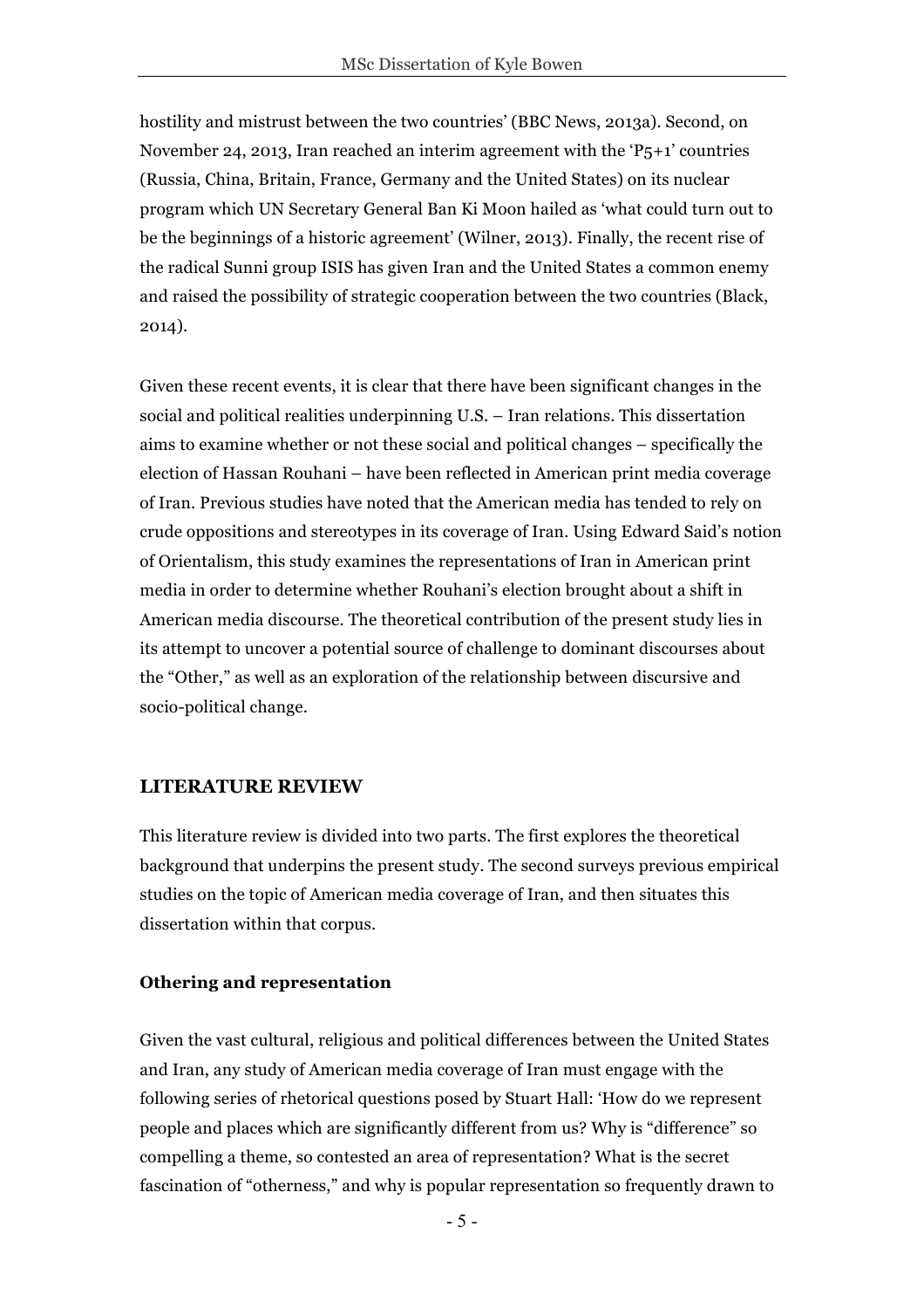hostility and mistrust between the two countries' (BBC News, 2013a). Second, on November 24, 2013, Iran reached an interim agreement with the 'P5+1' countries (Russia, China, Britain, France, Germany and the United States) on its nuclear program which UN Secretary General Ban Ki Moon hailed as 'what could turn out to be the beginnings of a historic agreement' (Wilner, 2013). Finally, the recent rise of the radical Sunni group ISIS has given Iran and the United States a common enemy and raised the possibility of strategic cooperation between the two countries (Black, 2014).

Given these recent events, it is clear that there have been significant changes in the social and political realities underpinning U.S. – Iran relations. This dissertation aims to examine whether or not these social and political changes – specifically the election of Hassan Rouhani – have been reflected in American print media coverage of Iran. Previous studies have noted that the American media has tended to rely on crude oppositions and stereotypes in its coverage of Iran. Using Edward Said's notion of Orientalism, this study examines the representations of Iran in American print media in order to determine whether Rouhani's election brought about a shift in American media discourse. The theoretical contribution of the present study lies in its attempt to uncover a potential source of challenge to dominant discourses about the "Other," as well as an exploration of the relationship between discursive and socio-political change.

## LITERATURE REVIEW

This literature review is divided into two parts. The first explores the theoretical background that underpins the present study. The second surveys previous empirical studies on the topic of American media coverage of Iran, and then situates this dissertation within that corpus.

### Othering and representation

Given the vast cultural, religious and political differences between the United States and Iran, any study of American media coverage of Iran must engage with the following series of rhetorical questions posed by Stuart Hall: 'How do we represent people and places which are significantly different from us? Why is "difference" so compelling a theme, so contested an area of representation? What is the secret fascination of "otherness," and why is popular representation so frequently drawn to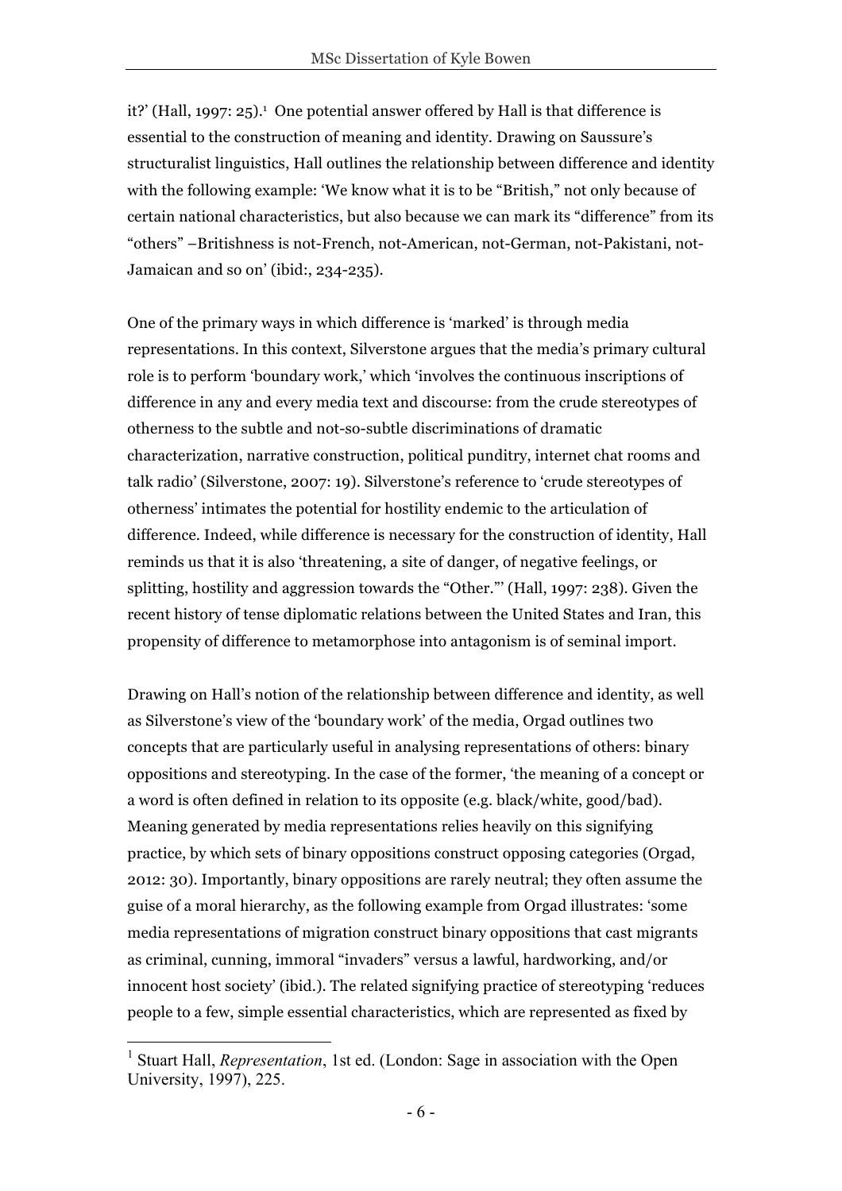it?' (Hall, 1997: 25).[1] One potential answer offered by Hall is that difference is essential to the construction of meaning and identity. Drawing on Saussure's structuralist linguistics, Hall outlines the relationship between difference and identity with the following example: 'We know what it is to be "British," not only because of certain national characteristics, but also because we can mark its "difference" from its "others" –Britishness is not-French, not-American, not-German, not-Pakistani, not-Jamaican and so on' (ibid:, 234-235).

One of the primary ways in which difference is 'marked' is through media representations. In this context, Silverstone argues that the media's primary cultural role is to perform 'boundary work,' which 'involves the continuous inscriptions of difference in any and every media text and discourse: from the crude stereotypes of otherness to the subtle and not-so-subtle discriminations of dramatic characterization, narrative construction, political punditry, internet chat rooms and talk radio' (Silverstone, 2007: 19). Silverstone's reference to 'crude stereotypes of otherness' intimates the potential for hostility endemic to the articulation of difference. Indeed, while difference is necessary for the construction of identity, Hall reminds us that it is also 'threatening, a site of danger, of negative feelings, or splitting, hostility and aggression towards the "Other."' (Hall, 1997: 238). Given the recent history of tense diplomatic relations between the United States and Iran, this propensity of difference to metamorphose into antagonism is of seminal import.

Drawing on Hall's notion of the relationship between difference and identity, as well as Silverstone's view of the 'boundary work' of the media, Orgad outlines two concepts that are particularly useful in analysing representations of others: binary oppositions and stereotyping. In the case of the former, 'the meaning of a concept or a word is often defined in relation to its opposite (e.g. black/white, good/bad). Meaning generated by media representations relies heavily on this signifying practice, by which sets of binary oppositions construct opposing categories (Orgad, 2012: 30). Importantly, binary oppositions are rarely neutral; they often assume the guise of a moral hierarchy, as the following example from Orgad illustrates: 'some media representations of migration construct binary oppositions that cast migrants as criminal, cunning, immoral "invaders" versus a lawful, hardworking, and/or innocent host society' (ibid.). The related signifying practice of stereotyping 'reduces people to a few, simple essential characteristics, which are represented as fixed by

---

[1] Stuart Hall, *Representation*, 1st ed. (London: Sage in association with the Open University, 1997), 225.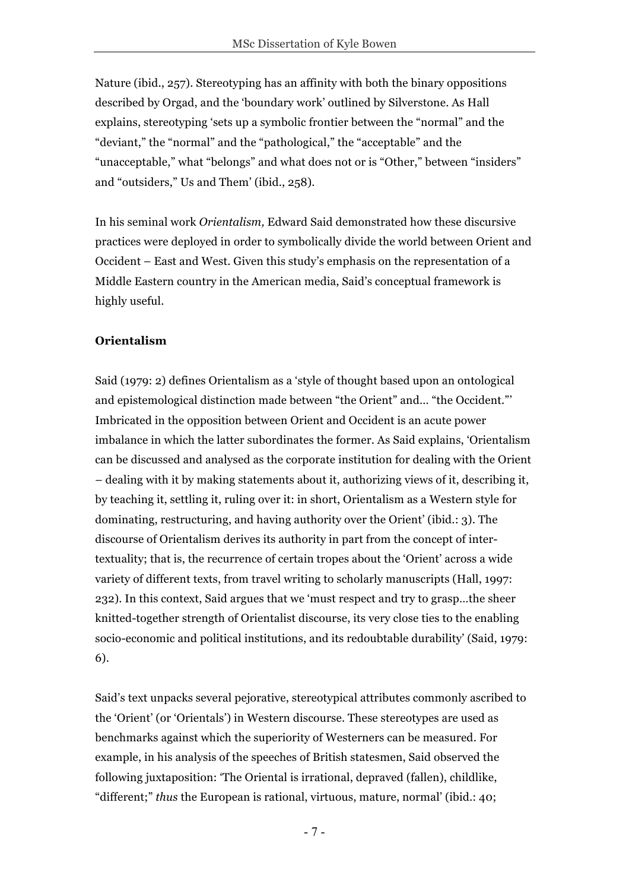Nature (ibid., 257). Stereotyping has an affinity with both the binary oppositions described by Orgad, and the 'boundary work' outlined by Silverstone. As Hall explains, stereotyping 'sets up a symbolic frontier between the "normal" and the "deviant," the "normal" and the "pathological," the "acceptable" and the "unacceptable," what "belongs" and what does not or is "Other," between "insiders" and "outsiders," Us and Them' (ibid., 258).

In his seminal work *Orientalism,* Edward Said demonstrated how these discursive practices were deployed in order to symbolically divide the world between Orient and Occident – East and West. Given this study's emphasis on the representation of a Middle Eastern country in the American media, Said's conceptual framework is highly useful.

**Orientalism**

Said (1979: 2) defines Orientalism as a 'style of thought based upon an ontological and epistemological distinction made between "the Orient" and… "the Occident."' Imbricated in the opposition between Orient and Occident is an acute power imbalance in which the latter subordinates the former. As Said explains, 'Orientalism can be discussed and analysed as the corporate institution for dealing with the Orient – dealing with it by making statements about it, authorizing views of it, describing it, by teaching it, settling it, ruling over it: in short, Orientalism as a Western style for dominating, restructuring, and having authority over the Orient' (ibid.: 3). The discourse of Orientalism derives its authority in part from the concept of inter-textuality; that is, the recurrence of certain tropes about the 'Orient' across a wide variety of different texts, from travel writing to scholarly manuscripts (Hall, 1997: 232). In this context, Said argues that we 'must respect and try to grasp…the sheer knitted-together strength of Orientalist discourse, its very close ties to the enabling socio-economic and political institutions, and its redoubtable durability' (Said, 1979: 6).

Said's text unpacks several pejorative, stereotypical attributes commonly ascribed to the 'Orient' (or 'Orientals') in Western discourse. These stereotypes are used as benchmarks against which the superiority of Westerners can be measured. For example, in his analysis of the speeches of British statesmen, Said observed the following juxtaposition: 'The Oriental is irrational, depraved (fallen), childlike, "different;" *thus* the European is rational, virtuous, mature, normal' (ibid.: 40;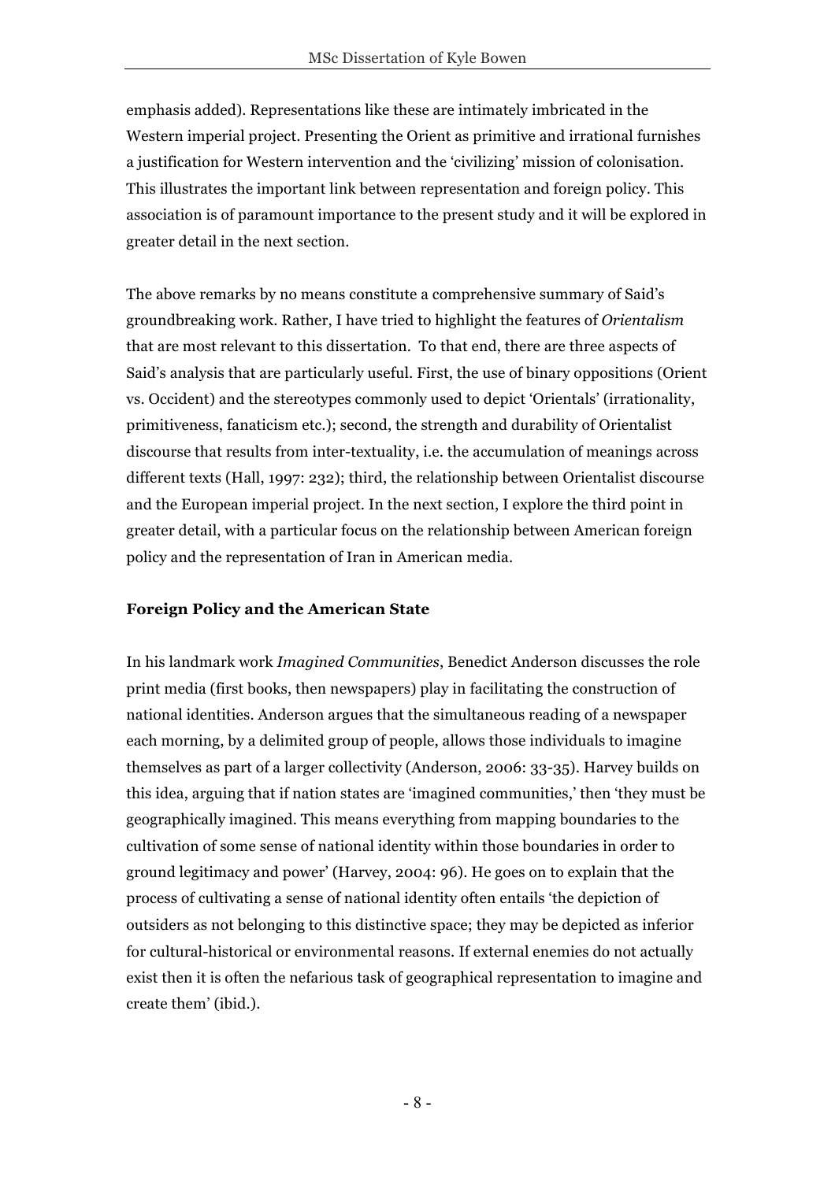emphasis added). Representations like these are intimately imbricated in the Western imperial project. Presenting the Orient as primitive and irrational furnishes a justification for Western intervention and the 'civilizing' mission of colonisation. This illustrates the important link between representation and foreign policy. This association is of paramount importance to the present study and it will be explored in greater detail in the next section.

The above remarks by no means constitute a comprehensive summary of Said's groundbreaking work. Rather, I have tried to highlight the features of *Orientalism* that are most relevant to this dissertation. To that end, there are three aspects of Said's analysis that are particularly useful. First, the use of binary oppositions (Orient vs. Occident) and the stereotypes commonly used to depict 'Orientals' (irrationality, primitiveness, fanaticism etc.); second, the strength and durability of Orientalist discourse that results from inter-textuality, i.e. the accumulation of meanings across different texts (Hall, 1997: 232); third, the relationship between Orientalist discourse and the European imperial project. In the next section, I explore the third point in greater detail, with a particular focus on the relationship between American foreign policy and the representation of Iran in American media.

**Foreign Policy and the American State**

In his landmark work *Imagined Communities*, Benedict Anderson discusses the role print media (first books, then newspapers) play in facilitating the construction of national identities. Anderson argues that the simultaneous reading of a newspaper each morning, by a delimited group of people, allows those individuals to imagine themselves as part of a larger collectivity (Anderson, 2006: 33-35). Harvey builds on this idea, arguing that if nation states are 'imagined communities,' then 'they must be geographically imagined. This means everything from mapping boundaries to the cultivation of some sense of national identity within those boundaries in order to ground legitimacy and power' (Harvey, 2004: 96). He goes on to explain that the process of cultivating a sense of national identity often entails 'the depiction of outsiders as not belonging to this distinctive space; they may be depicted as inferior for cultural-historical or environmental reasons. If external enemies do not actually exist then it is often the nefarious task of geographical representation to imagine and create them' (ibid.).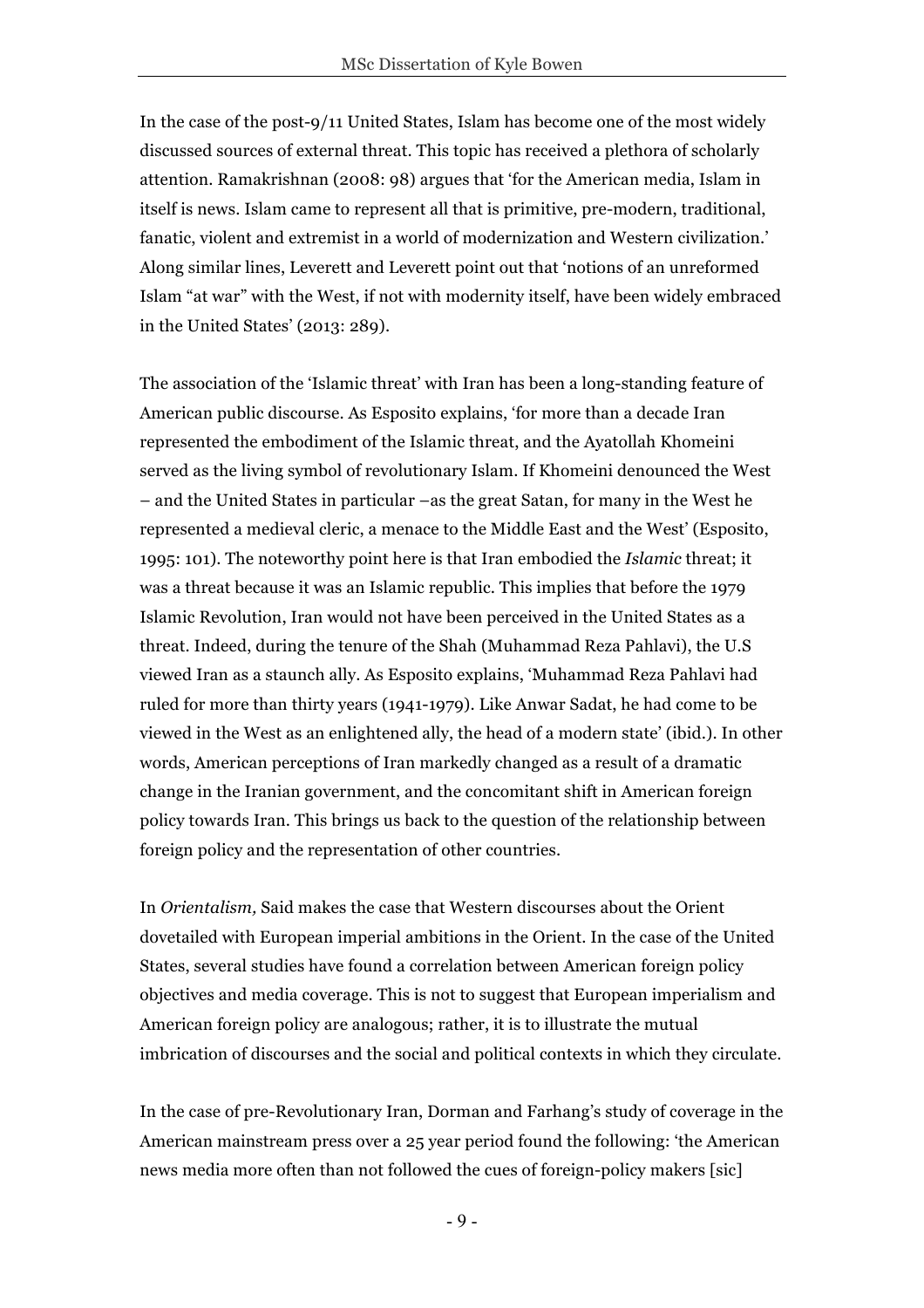In the case of the post-9/11 United States, Islam has become one of the most widely discussed sources of external threat. This topic has received a plethora of scholarly attention. Ramakrishnan (2008: 98) argues that 'for the American media, Islam in itself is news. Islam came to represent all that is primitive, pre-modern, traditional, fanatic, violent and extremist in a world of modernization and Western civilization.' Along similar lines, Leverett and Leverett point out that 'notions of an unreformed Islam "at war" with the West, if not with modernity itself, have been widely embraced in the United States' (2013: 289).

The association of the 'Islamic threat' with Iran has been a long-standing feature of American public discourse. As Esposito explains, 'for more than a decade Iran represented the embodiment of the Islamic threat, and the Ayatollah Khomeini served as the living symbol of revolutionary Islam. If Khomeini denounced the West – and the United States in particular –as the great Satan, for many in the West he represented a medieval cleric, a menace to the Middle East and the West' (Esposito, 1995: 101). The noteworthy point here is that Iran embodied the *Islamic* threat; it was a threat because it was an Islamic republic. This implies that before the 1979 Islamic Revolution, Iran would not have been perceived in the United States as a threat. Indeed, during the tenure of the Shah (Muhammad Reza Pahlavi), the U.S viewed Iran as a staunch ally. As Esposito explains, 'Muhammad Reza Pahlavi had ruled for more than thirty years (1941-1979). Like Anwar Sadat, he had come to be viewed in the West as an enlightened ally, the head of a modern state' (ibid.). In other words, American perceptions of Iran markedly changed as a result of a dramatic change in the Iranian government, and the concomitant shift in American foreign policy towards Iran. This brings us back to the question of the relationship between foreign policy and the representation of other countries.

In *Orientalism,* Said makes the case that Western discourses about the Orient dovetailed with European imperial ambitions in the Orient. In the case of the United States, several studies have found a correlation between American foreign policy objectives and media coverage. This is not to suggest that European imperialism and American foreign policy are analogous; rather, it is to illustrate the mutual imbrication of discourses and the social and political contexts in which they circulate.

In the case of pre-Revolutionary Iran, Dorman and Farhang's study of coverage in the American mainstream press over a 25 year period found the following: 'the American news media more often than not followed the cues of foreign-policy makers [sic]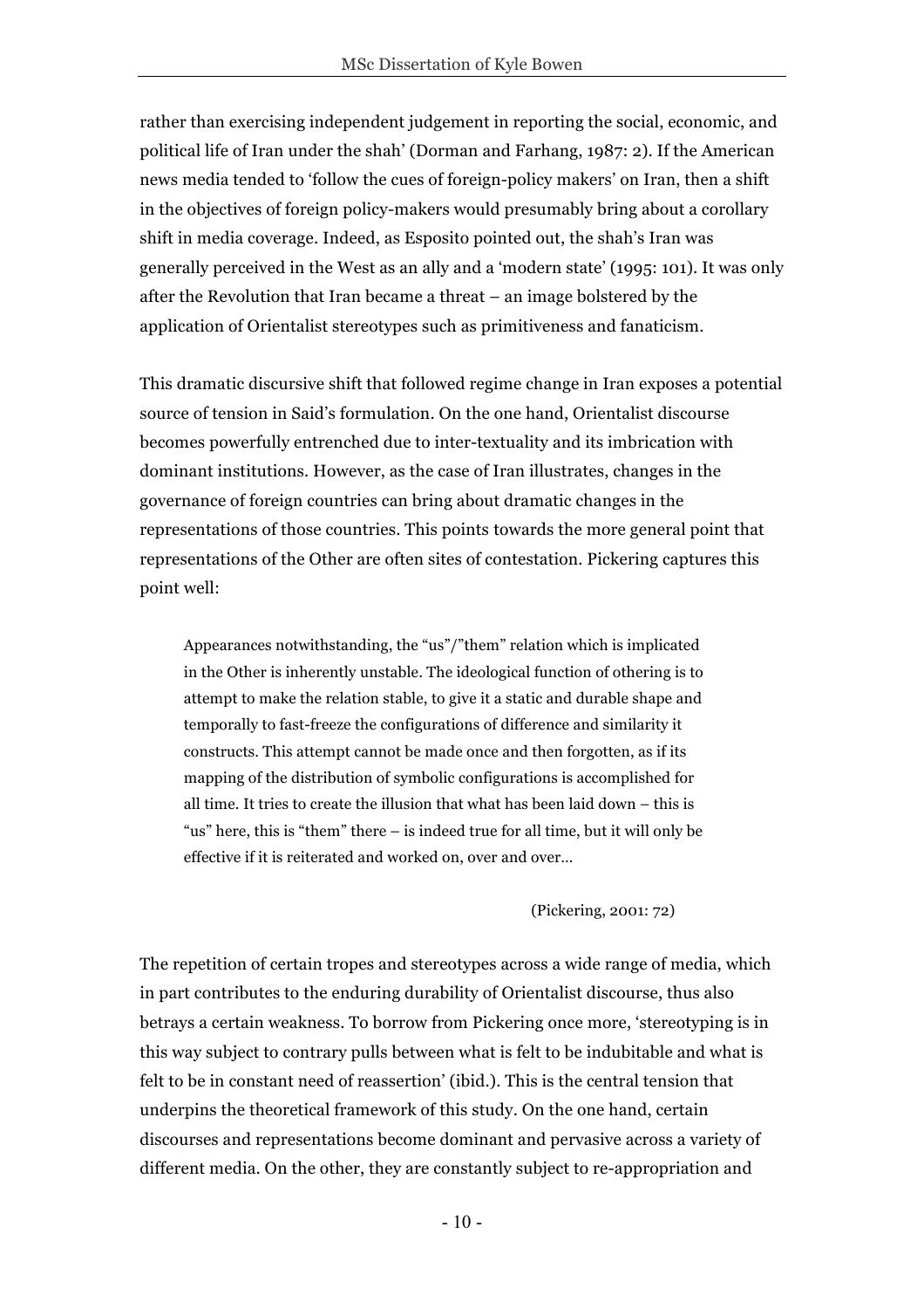rather than exercising independent judgement in reporting the social, economic, and political life of Iran under the shah' (Dorman and Farhang, 1987: 2). If the American news media tended to 'follow the cues of foreign-policy makers' on Iran, then a shift in the objectives of foreign policy-makers would presumably bring about a corollary shift in media coverage. Indeed, as Esposito pointed out, the shah's Iran was generally perceived in the West as an ally and a 'modern state' (1995: 101). It was only after the Revolution that Iran became a threat – an image bolstered by the application of Orientalist stereotypes such as primitiveness and fanaticism.

This dramatic discursive shift that followed regime change in Iran exposes a potential source of tension in Said's formulation. On the one hand, Orientalist discourse becomes powerfully entrenched due to inter-textuality and its imbrication with dominant institutions. However, as the case of Iran illustrates, changes in the governance of foreign countries can bring about dramatic changes in the representations of those countries. This points towards the more general point that representations of the Other are often sites of contestation. Pickering captures this point well:

> Appearances notwithstanding, the "us"/"them" relation which is implicated in the Other is inherently unstable. The ideological function of othering is to attempt to make the relation stable, to give it a static and durable shape and temporally to fast-freeze the configurations of difference and similarity it constructs. This attempt cannot be made once and then forgotten, as if its mapping of the distribution of symbolic configurations is accomplished for all time. It tries to create the illusion that what has been laid down – this is "us" here, this is "them" there – is indeed true for all time, but it will only be effective if it is reiterated and worked on, over and over...
>
> (Pickering, 2001: 72)

The repetition of certain tropes and stereotypes across a wide range of media, which in part contributes to the enduring durability of Orientalist discourse, thus also betrays a certain weakness. To borrow from Pickering once more, 'stereotyping is in this way subject to contrary pulls between what is felt to be indubitable and what is felt to be in constant need of reassertion' (ibid.). This is the central tension that underpins the theoretical framework of this study. On the one hand, certain discourses and representations become dominant and pervasive across a variety of different media. On the other, they are constantly subject to re-appropriation and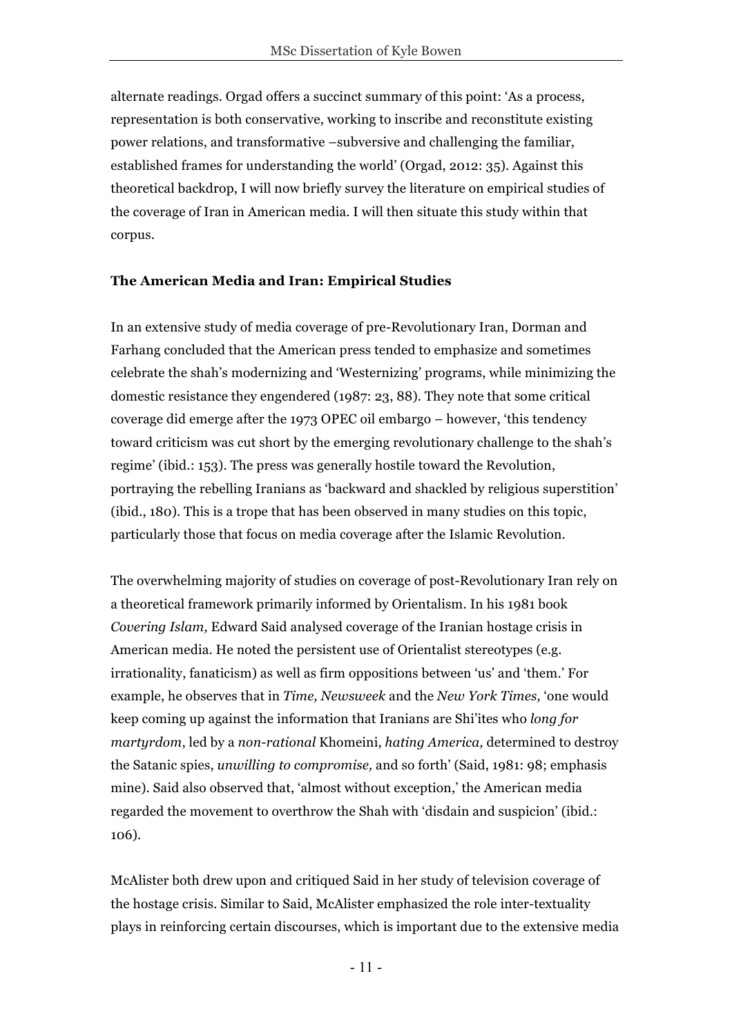alternate readings. Orgad offers a succinct summary of this point: 'As a process, representation is both conservative, working to inscribe and reconstitute existing power relations, and transformative –subversive and challenging the familiar, established frames for understanding the world' (Orgad, 2012: 35). Against this theoretical backdrop, I will now briefly survey the literature on empirical studies of the coverage of Iran in American media. I will then situate this study within that corpus.

**The American Media and Iran: Empirical Studies**

In an extensive study of media coverage of pre-Revolutionary Iran, Dorman and Farhang concluded that the American press tended to emphasize and sometimes celebrate the shah's modernizing and 'Westernizing' programs, while minimizing the domestic resistance they engendered (1987: 23, 88). They note that some critical coverage did emerge after the 1973 OPEC oil embargo – however, 'this tendency toward criticism was cut short by the emerging revolutionary challenge to the shah's regime' (ibid.: 153). The press was generally hostile toward the Revolution, portraying the rebelling Iranians as 'backward and shackled by religious superstition' (ibid., 180). This is a trope that has been observed in many studies on this topic, particularly those that focus on media coverage after the Islamic Revolution.

The overwhelming majority of studies on coverage of post-Revolutionary Iran rely on a theoretical framework primarily informed by Orientalism. In his 1981 book *Covering Islam,* Edward Said analysed coverage of the Iranian hostage crisis in American media. He noted the persistent use of Orientalist stereotypes (e.g. irrationality, fanaticism) as well as firm oppositions between 'us' and 'them.' For example, he observes that in *Time, Newsweek* and the *New York Times,* 'one would keep coming up against the information that Iranians are Shi'ites who *long for martyrdom*, led by a *non-rational* Khomeini, *hating America,* determined to destroy the Satanic spies, *unwilling to compromise,* and so forth' (Said, 1981: 98; emphasis mine). Said also observed that, 'almost without exception,' the American media regarded the movement to overthrow the Shah with 'disdain and suspicion' (ibid.: 106).

McAlister both drew upon and critiqued Said in her study of television coverage of the hostage crisis. Similar to Said, McAlister emphasized the role inter-textuality plays in reinforcing certain discourses, which is important due to the extensive media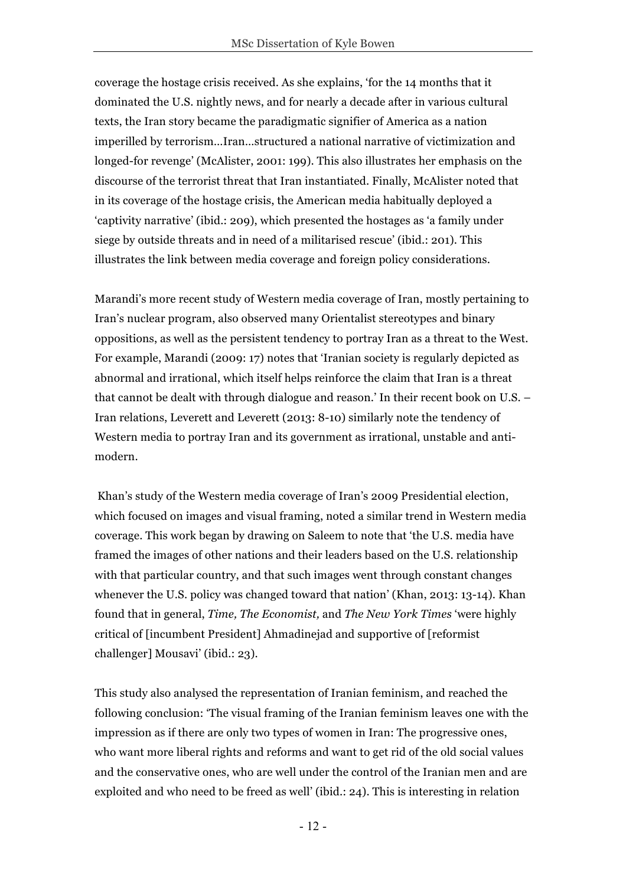coverage the hostage crisis received. As she explains, 'for the 14 months that it dominated the U.S. nightly news, and for nearly a decade after in various cultural texts, the Iran story became the paradigmatic signifier of America as a nation imperilled by terrorism...Iran...structured a national narrative of victimization and longed-for revenge' (McAlister, 2001: 199). This also illustrates her emphasis on the discourse of the terrorist threat that Iran instantiated. Finally, McAlister noted that in its coverage of the hostage crisis, the American media habitually deployed a 'captivity narrative' (ibid.: 209), which presented the hostages as 'a family under siege by outside threats and in need of a militarised rescue' (ibid.: 201). This illustrates the link between media coverage and foreign policy considerations.

Marandi's more recent study of Western media coverage of Iran, mostly pertaining to Iran's nuclear program, also observed many Orientalist stereotypes and binary oppositions, as well as the persistent tendency to portray Iran as a threat to the West. For example, Marandi (2009: 17) notes that 'Iranian society is regularly depicted as abnormal and irrational, which itself helps reinforce the claim that Iran is a threat that cannot be dealt with through dialogue and reason.' In their recent book on U.S. – Iran relations, Leverett and Leverett (2013: 8-10) similarly note the tendency of Western media to portray Iran and its government as irrational, unstable and anti-modern.

Khan's study of the Western media coverage of Iran's 2009 Presidential election, which focused on images and visual framing, noted a similar trend in Western media coverage. This work began by drawing on Saleem to note that 'the U.S. media have framed the images of other nations and their leaders based on the U.S. relationship with that particular country, and that such images went through constant changes whenever the U.S. policy was changed toward that nation' (Khan, 2013: 13-14). Khan found that in general, *Time, The Economist,* and *The New York Times* 'were highly critical of [incumbent President] Ahmadinejad and supportive of [reformist challenger] Mousavi' (ibid.: 23).

This study also analysed the representation of Iranian feminism, and reached the following conclusion: 'The visual framing of the Iranian feminism leaves one with the impression as if there are only two types of women in Iran: The progressive ones, who want more liberal rights and reforms and want to get rid of the old social values and the conservative ones, who are well under the control of the Iranian men and are exploited and who need to be freed as well' (ibid.: 24). This is interesting in relation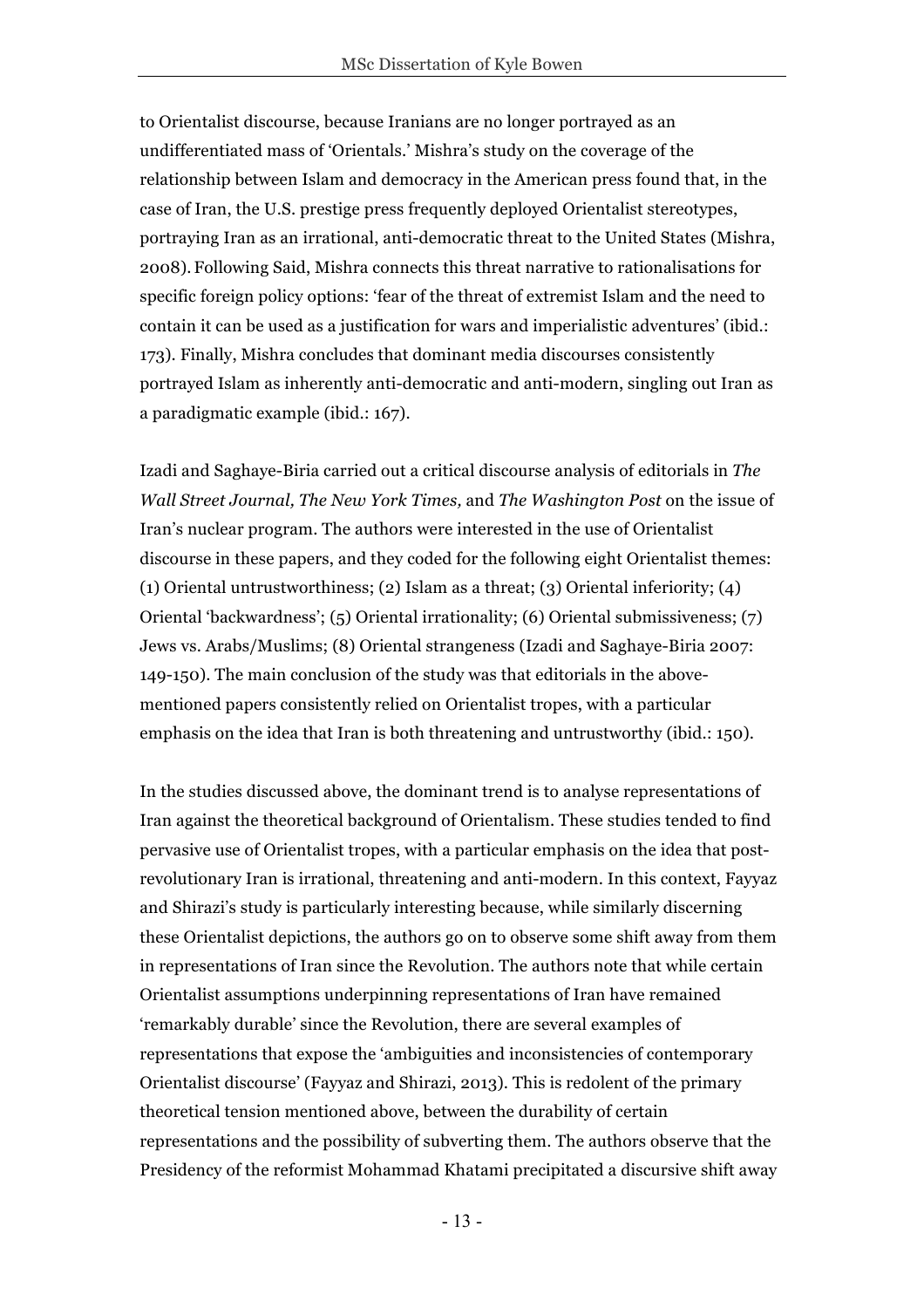to Orientalist discourse, because Iranians are no longer portrayed as an undifferentiated mass of 'Orientals.' Mishra's study on the coverage of the relationship between Islam and democracy in the American press found that, in the case of Iran, the U.S. prestige press frequently deployed Orientalist stereotypes, portraying Iran as an irrational, anti-democratic threat to the United States (Mishra, 2008). Following Said, Mishra connects this threat narrative to rationalisations for specific foreign policy options: 'fear of the threat of extremist Islam and the need to contain it can be used as a justification for wars and imperialistic adventures' (ibid.: 173). Finally, Mishra concludes that dominant media discourses consistently portrayed Islam as inherently anti-democratic and anti-modern, singling out Iran as a paradigmatic example (ibid.: 167).

Izadi and Saghaye-Biria carried out a critical discourse analysis of editorials in *The Wall Street Journal, The New York Times,* and *The Washington Post* on the issue of Iran's nuclear program. The authors were interested in the use of Orientalist discourse in these papers, and they coded for the following eight Orientalist themes: (1) Oriental untrustworthiness; (2) Islam as a threat; (3) Oriental inferiority; (4) Oriental 'backwardness'; (5) Oriental irrationality; (6) Oriental submissiveness; (7) Jews vs. Arabs/Muslims; (8) Oriental strangeness (Izadi and Saghaye-Biria 2007: 149-150). The main conclusion of the study was that editorials in the above-mentioned papers consistently relied on Orientalist tropes, with a particular emphasis on the idea that Iran is both threatening and untrustworthy (ibid.: 150).

In the studies discussed above, the dominant trend is to analyse representations of Iran against the theoretical background of Orientalism. These studies tended to find pervasive use of Orientalist tropes, with a particular emphasis on the idea that post-revolutionary Iran is irrational, threatening and anti-modern. In this context, Fayyaz and Shirazi's study is particularly interesting because, while similarly discerning these Orientalist depictions, the authors go on to observe some shift away from them in representations of Iran since the Revolution. The authors note that while certain Orientalist assumptions underpinning representations of Iran have remained 'remarkably durable' since the Revolution, there are several examples of representations that expose the 'ambiguities and inconsistencies of contemporary Orientalist discourse' (Fayyaz and Shirazi, 2013). This is redolent of the primary theoretical tension mentioned above, between the durability of certain representations and the possibility of subverting them. The authors observe that the Presidency of the reformist Mohammad Khatami precipitated a discursive shift away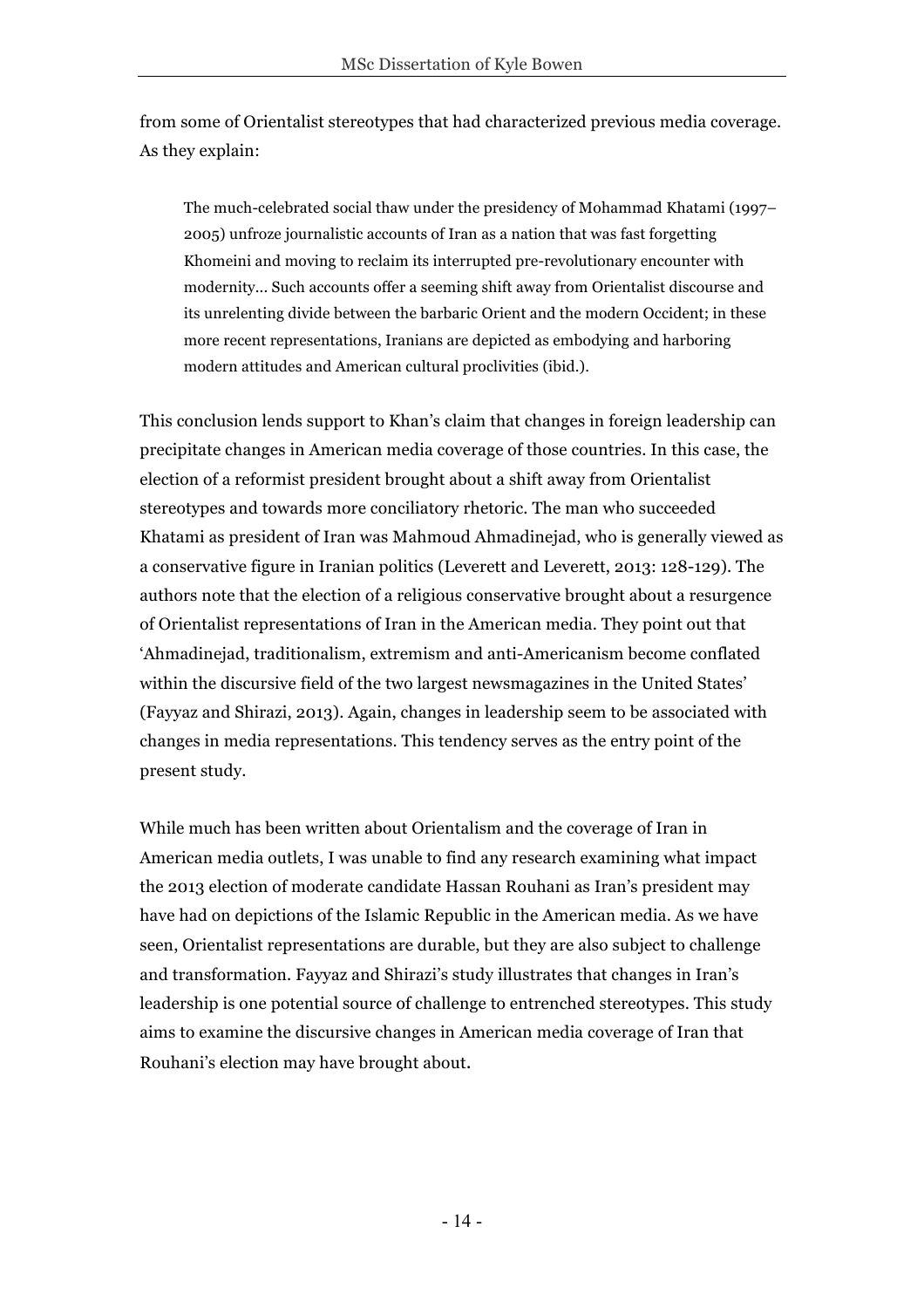from some of Orientalist stereotypes that had characterized previous media coverage. As they explain:

> The much-celebrated social thaw under the presidency of Mohammad Khatami (1997–2005) unfroze journalistic accounts of Iran as a nation that was fast forgetting Khomeini and moving to reclaim its interrupted pre-revolutionary encounter with modernity... Such accounts offer a seeming shift away from Orientalist discourse and its unrelenting divide between the barbaric Orient and the modern Occident; in these more recent representations, Iranians are depicted as embodying and harboring modern attitudes and American cultural proclivities (ibid.).

This conclusion lends support to Khan's claim that changes in foreign leadership can precipitate changes in American media coverage of those countries. In this case, the election of a reformist president brought about a shift away from Orientalist stereotypes and towards more conciliatory rhetoric. The man who succeeded Khatami as president of Iran was Mahmoud Ahmadinejad, who is generally viewed as a conservative figure in Iranian politics (Leverett and Leverett, 2013: 128-129). The authors note that the election of a religious conservative brought about a resurgence of Orientalist representations of Iran in the American media. They point out that 'Ahmadinejad, traditionalism, extremism and anti-Americanism become conflated within the discursive field of the two largest newsmagazines in the United States' (Fayyaz and Shirazi, 2013). Again, changes in leadership seem to be associated with changes in media representations. This tendency serves as the entry point of the present study.

While much has been written about Orientalism and the coverage of Iran in American media outlets, I was unable to find any research examining what impact the 2013 election of moderate candidate Hassan Rouhani as Iran's president may have had on depictions of the Islamic Republic in the American media. As we have seen, Orientalist representations are durable, but they are also subject to challenge and transformation. Fayyaz and Shirazi's study illustrates that changes in Iran's leadership is one potential source of challenge to entrenched stereotypes. This study aims to examine the discursive changes in American media coverage of Iran that Rouhani's election may have brought about.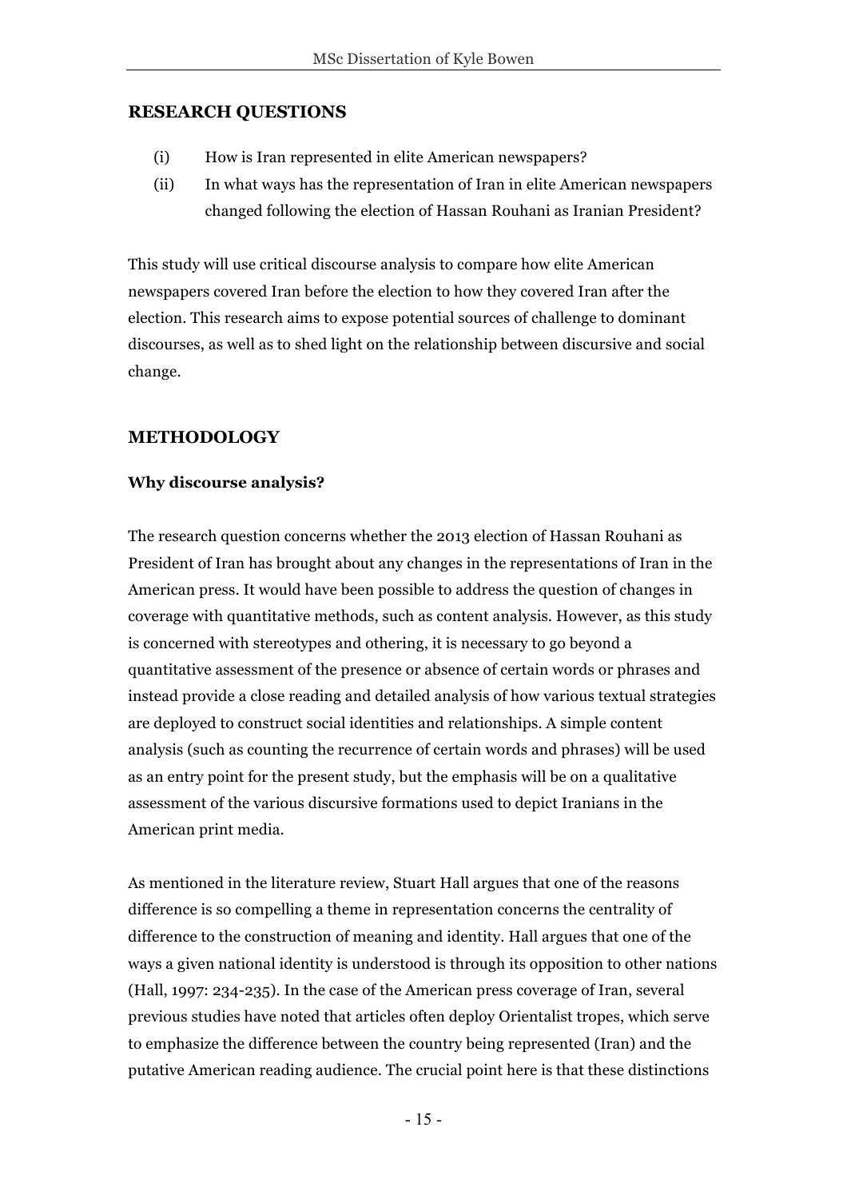## RESEARCH QUESTIONS

(i) How is Iran represented in elite American newspapers?

(ii) In what ways has the representation of Iran in elite American newspapers changed following the election of Hassan Rouhani as Iranian President?

This study will use critical discourse analysis to compare how elite American newspapers covered Iran before the election to how they covered Iran after the election. This research aims to expose potential sources of challenge to dominant discourses, as well as to shed light on the relationship between discursive and social change.

## METHODOLOGY

### Why discourse analysis?

The research question concerns whether the 2013 election of Hassan Rouhani as President of Iran has brought about any changes in the representations of Iran in the American press. It would have been possible to address the question of changes in coverage with quantitative methods, such as content analysis. However, as this study is concerned with stereotypes and othering, it is necessary to go beyond a quantitative assessment of the presence or absence of certain words or phrases and instead provide a close reading and detailed analysis of how various textual strategies are deployed to construct social identities and relationships. A simple content analysis (such as counting the recurrence of certain words and phrases) will be used as an entry point for the present study, but the emphasis will be on a qualitative assessment of the various discursive formations used to depict Iranians in the American print media.

As mentioned in the literature review, Stuart Hall argues that one of the reasons difference is so compelling a theme in representation concerns the centrality of difference to the construction of meaning and identity. Hall argues that one of the ways a given national identity is understood is through its opposition to other nations (Hall, 1997: 234-235). In the case of the American press coverage of Iran, several previous studies have noted that articles often deploy Orientalist tropes, which serve to emphasize the difference between the country being represented (Iran) and the putative American reading audience. The crucial point here is that these distinctions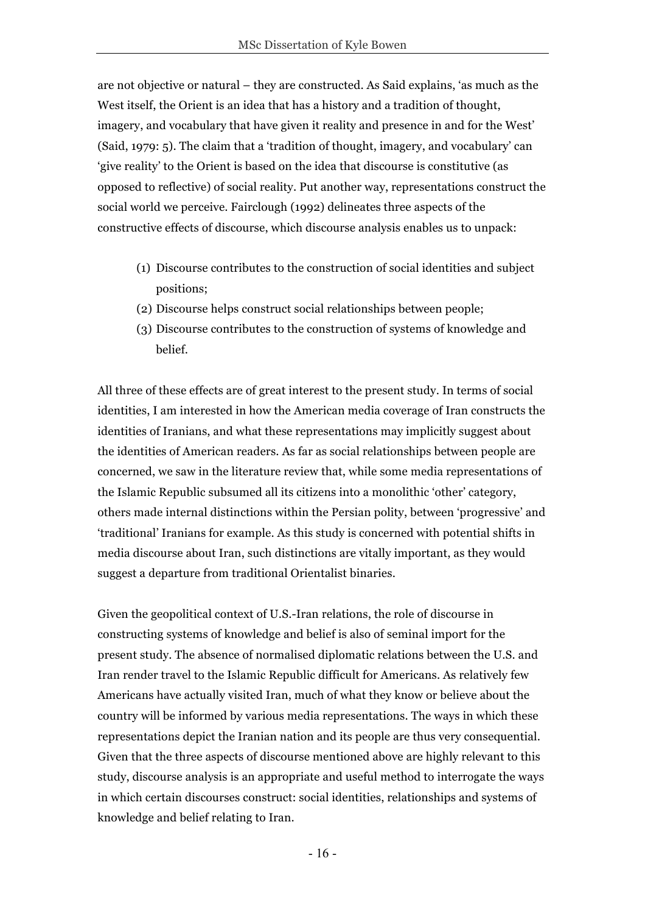are not objective or natural – they are constructed. As Said explains, 'as much as the West itself, the Orient is an idea that has a history and a tradition of thought, imagery, and vocabulary that have given it reality and presence in and for the West' (Said, 1979: 5). The claim that a 'tradition of thought, imagery, and vocabulary' can 'give reality' to the Orient is based on the idea that discourse is constitutive (as opposed to reflective) of social reality. Put another way, representations construct the social world we perceive. Fairclough (1992) delineates three aspects of the constructive effects of discourse, which discourse analysis enables us to unpack:

(1) Discourse contributes to the construction of social identities and subject positions;
(2) Discourse helps construct social relationships between people;
(3) Discourse contributes to the construction of systems of knowledge and belief.

All three of these effects are of great interest to the present study. In terms of social identities, I am interested in how the American media coverage of Iran constructs the identities of Iranians, and what these representations may implicitly suggest about the identities of American readers. As far as social relationships between people are concerned, we saw in the literature review that, while some media representations of the Islamic Republic subsumed all its citizens into a monolithic 'other' category, others made internal distinctions within the Persian polity, between 'progressive' and 'traditional' Iranians for example. As this study is concerned with potential shifts in media discourse about Iran, such distinctions are vitally important, as they would suggest a departure from traditional Orientalist binaries.

Given the geopolitical context of U.S.-Iran relations, the role of discourse in constructing systems of knowledge and belief is also of seminal import for the present study. The absence of normalised diplomatic relations between the U.S. and Iran render travel to the Islamic Republic difficult for Americans. As relatively few Americans have actually visited Iran, much of what they know or believe about the country will be informed by various media representations. The ways in which these representations depict the Iranian nation and its people are thus very consequential. Given that the three aspects of discourse mentioned above are highly relevant to this study, discourse analysis is an appropriate and useful method to interrogate the ways in which certain discourses construct: social identities, relationships and systems of knowledge and belief relating to Iran.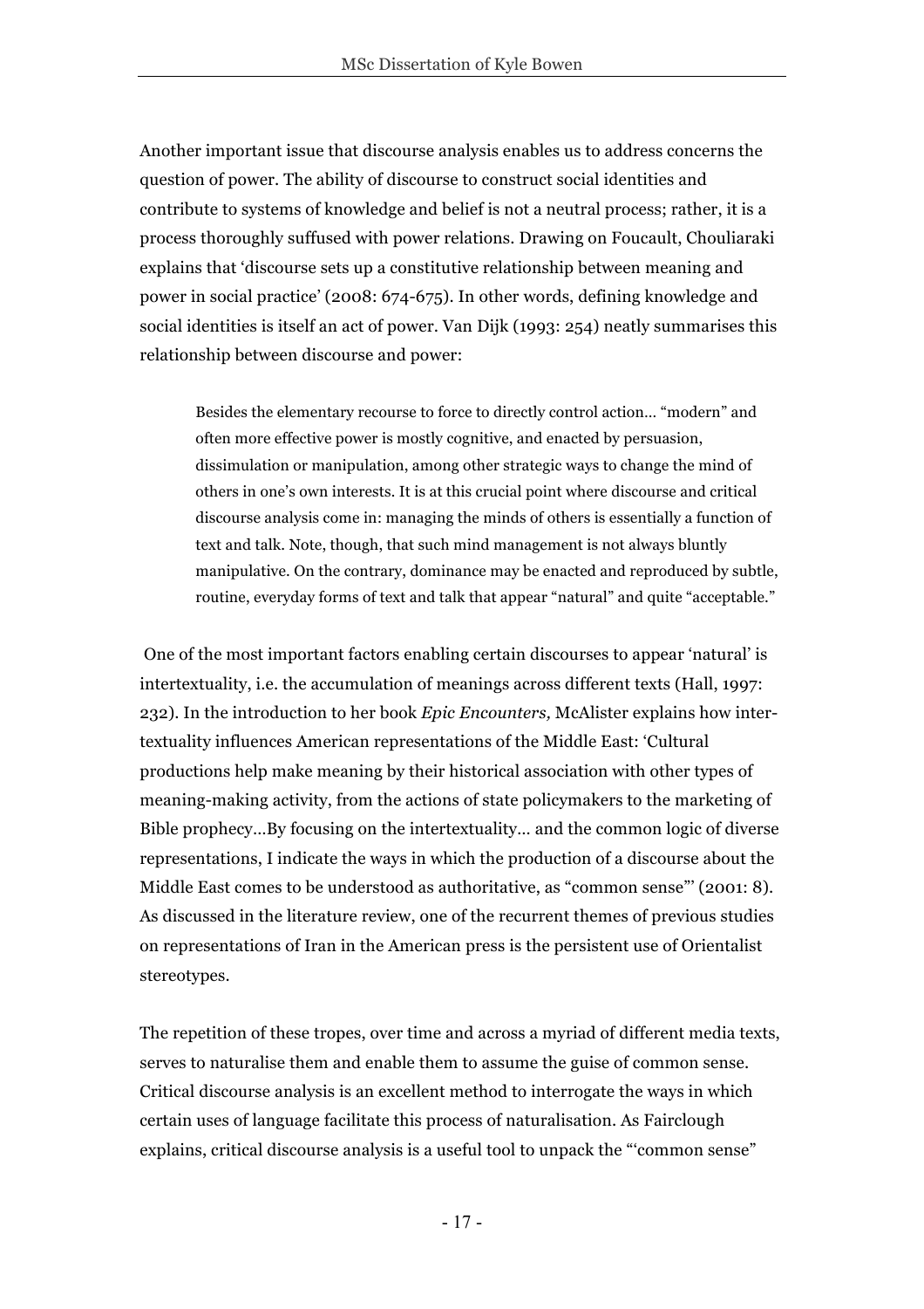Another important issue that discourse analysis enables us to address concerns the question of power. The ability of discourse to construct social identities and contribute to systems of knowledge and belief is not a neutral process; rather, it is a process thoroughly suffused with power relations. Drawing on Foucault, Chouliaraki explains that 'discourse sets up a constitutive relationship between meaning and power in social practice' (2008: 674-675). In other words, defining knowledge and social identities is itself an act of power. Van Dijk (1993: 254) neatly summarises this relationship between discourse and power:

> Besides the elementary recourse to force to directly control action… "modern" and often more effective power is mostly cognitive, and enacted by persuasion, dissimulation or manipulation, among other strategic ways to change the mind of others in one's own interests. It is at this crucial point where discourse and critical discourse analysis come in: managing the minds of others is essentially a function of text and talk. Note, though, that such mind management is not always bluntly manipulative. On the contrary, dominance may be enacted and reproduced by subtle, routine, everyday forms of text and talk that appear "natural" and quite "acceptable."

One of the most important factors enabling certain discourses to appear 'natural' is intertextuality, i.e. the accumulation of meanings across different texts (Hall, 1997: 232). In the introduction to her book *Epic Encounters,* McAlister explains how inter-textuality influences American representations of the Middle East: 'Cultural productions help make meaning by their historical association with other types of meaning-making activity, from the actions of state policymakers to the marketing of Bible prophecy…By focusing on the intertextuality… and the common logic of diverse representations, I indicate the ways in which the production of a discourse about the Middle East comes to be understood as authoritative, as "common sense"' (2001: 8). As discussed in the literature review, one of the recurrent themes of previous studies on representations of Iran in the American press is the persistent use of Orientalist stereotypes.

The repetition of these tropes, over time and across a myriad of different media texts, serves to naturalise them and enable them to assume the guise of common sense. Critical discourse analysis is an excellent method to interrogate the ways in which certain uses of language facilitate this process of naturalisation. As Fairclough explains, critical discourse analysis is a useful tool to unpack the "'common sense"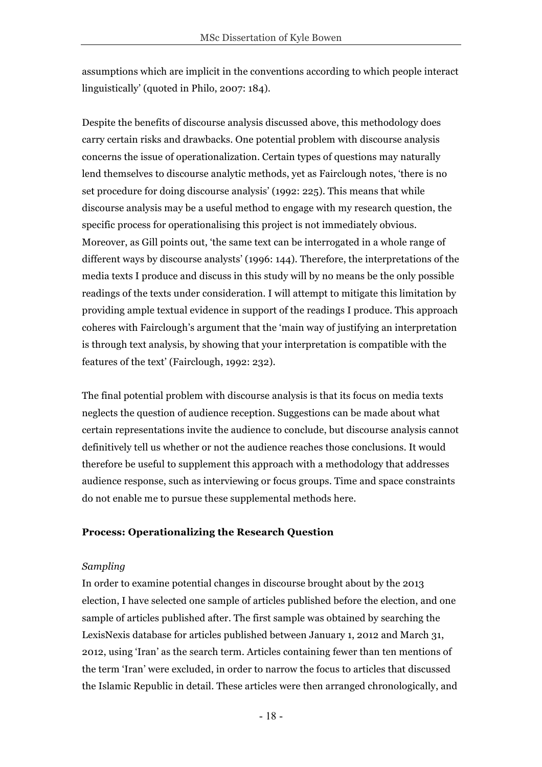assumptions which are implicit in the conventions according to which people interact linguistically' (quoted in Philo, 2007: 184).

Despite the benefits of discourse analysis discussed above, this methodology does carry certain risks and drawbacks. One potential problem with discourse analysis concerns the issue of operationalization. Certain types of questions may naturally lend themselves to discourse analytic methods, yet as Fairclough notes, 'there is no set procedure for doing discourse analysis' (1992: 225). This means that while discourse analysis may be a useful method to engage with my research question, the specific process for operationalising this project is not immediately obvious. Moreover, as Gill points out, 'the same text can be interrogated in a whole range of different ways by discourse analysts' (1996: 144). Therefore, the interpretations of the media texts I produce and discuss in this study will by no means be the only possible readings of the texts under consideration. I will attempt to mitigate this limitation by providing ample textual evidence in support of the readings I produce. This approach coheres with Fairclough's argument that the 'main way of justifying an interpretation is through text analysis, by showing that your interpretation is compatible with the features of the text' (Fairclough, 1992: 232).

The final potential problem with discourse analysis is that its focus on media texts neglects the question of audience reception. Suggestions can be made about what certain representations invite the audience to conclude, but discourse analysis cannot definitively tell us whether or not the audience reaches those conclusions. It would therefore be useful to supplement this approach with a methodology that addresses audience response, such as interviewing or focus groups. Time and space constraints do not enable me to pursue these supplemental methods here.

**Process: Operationalizing the Research Question**

*Sampling*

In order to examine potential changes in discourse brought about by the 2013 election, I have selected one sample of articles published before the election, and one sample of articles published after. The first sample was obtained by searching the LexisNexis database for articles published between January 1, 2012 and March 31, 2012, using 'Iran' as the search term. Articles containing fewer than ten mentions of the term 'Iran' were excluded, in order to narrow the focus to articles that discussed the Islamic Republic in detail. These articles were then arranged chronologically, and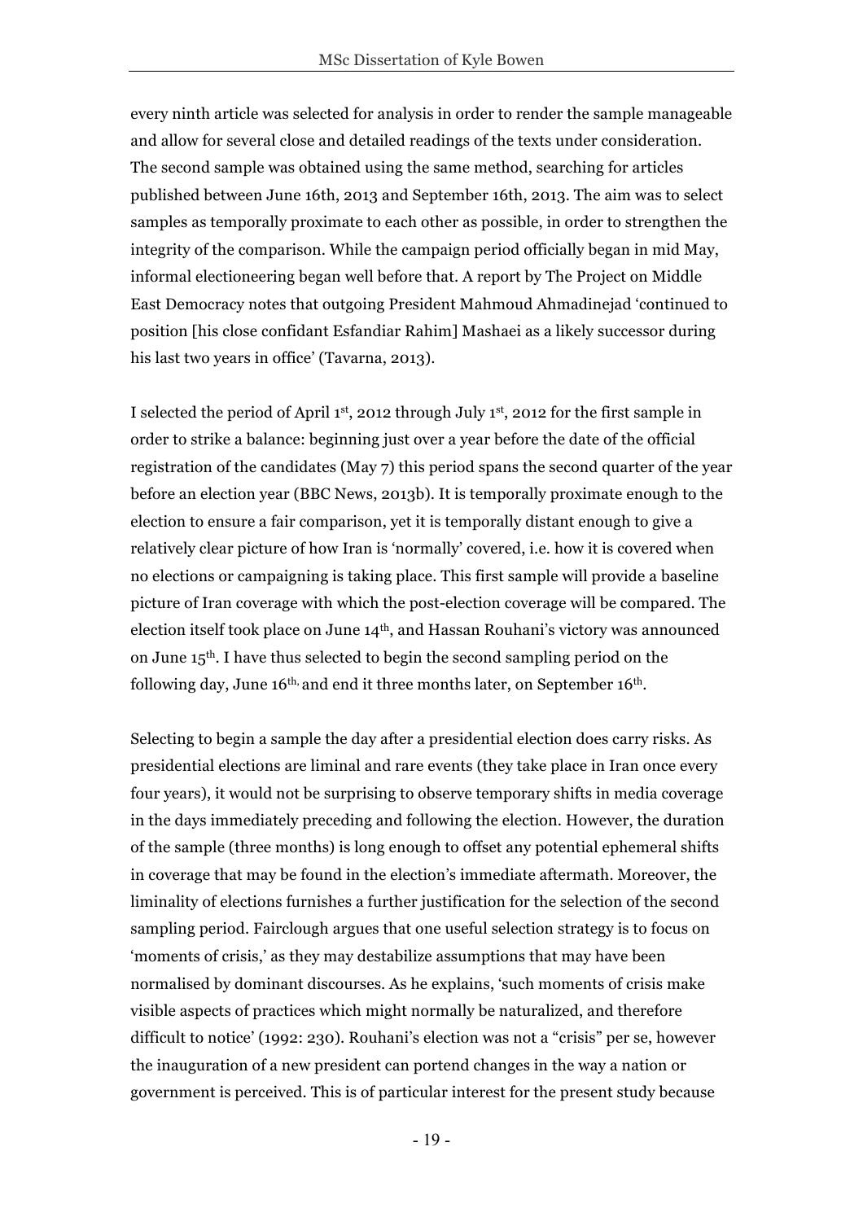every ninth article was selected for analysis in order to render the sample manageable and allow for several close and detailed readings of the texts under consideration. The second sample was obtained using the same method, searching for articles published between June 16th, 2013 and September 16th, 2013. The aim was to select samples as temporally proximate to each other as possible, in order to strengthen the integrity of the comparison. While the campaign period officially began in mid May, informal electioneering began well before that. A report by The Project on Middle East Democracy notes that outgoing President Mahmoud Ahmadinejad 'continued to position [his close confidant Esfandiar Rahim] Mashaei as a likely successor during his last two years in office' (Tavarna, 2013).

I selected the period of April 1st, 2012 through July 1st, 2012 for the first sample in order to strike a balance: beginning just over a year before the date of the official registration of the candidates (May 7) this period spans the second quarter of the year before an election year (BBC News, 2013b). It is temporally proximate enough to the election to ensure a fair comparison, yet it is temporally distant enough to give a relatively clear picture of how Iran is 'normally' covered, i.e. how it is covered when no elections or campaigning is taking place. This first sample will provide a baseline picture of Iran coverage with which the post-election coverage will be compared. The election itself took place on June 14th, and Hassan Rouhani's victory was announced on June 15th. I have thus selected to begin the second sampling period on the following day, June 16th, and end it three months later, on September 16th.

Selecting to begin a sample the day after a presidential election does carry risks. As presidential elections are liminal and rare events (they take place in Iran once every four years), it would not be surprising to observe temporary shifts in media coverage in the days immediately preceding and following the election. However, the duration of the sample (three months) is long enough to offset any potential ephemeral shifts in coverage that may be found in the election's immediate aftermath. Moreover, the liminality of elections furnishes a further justification for the selection of the second sampling period. Fairclough argues that one useful selection strategy is to focus on 'moments of crisis,' as they may destabilize assumptions that may have been normalised by dominant discourses. As he explains, 'such moments of crisis make visible aspects of practices which might normally be naturalized, and therefore difficult to notice' (1992: 230). Rouhani's election was not a "crisis" per se, however the inauguration of a new president can portend changes in the way a nation or government is perceived. This is of particular interest for the present study because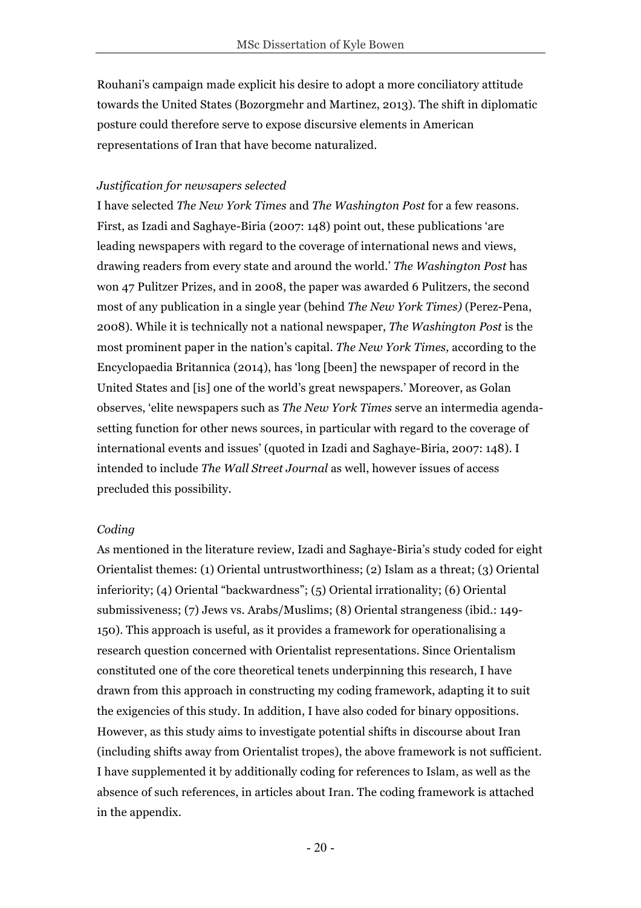Rouhani's campaign made explicit his desire to adopt a more conciliatory attitude towards the United States (Bozorgmehr and Martinez, 2013). The shift in diplomatic posture could therefore serve to expose discursive elements in American representations of Iran that have become naturalized.

*Justification for newsapers selected*

I have selected *The New York Times* and *The Washington Post* for a few reasons. First, as Izadi and Saghaye-Biria (2007: 148) point out, these publications 'are leading newspapers with regard to the coverage of international news and views, drawing readers from every state and around the world.' *The Washington Post* has won 47 Pulitzer Prizes, and in 2008, the paper was awarded 6 Pulitzers, the second most of any publication in a single year (behind *The New York Times)* (Perez-Pena, 2008). While it is technically not a national newspaper, *The Washington Post* is the most prominent paper in the nation's capital. *The New York Times,* according to the Encyclopaedia Britannica (2014), has 'long [been] the newspaper of record in the United States and [is] one of the world's great newspapers.' Moreover, as Golan observes, 'elite newspapers such as *The New York Times* serve an intermedia agenda-setting function for other news sources, in particular with regard to the coverage of international events and issues' (quoted in Izadi and Saghaye-Biria, 2007: 148). I intended to include *The Wall Street Journal* as well, however issues of access precluded this possibility.

*Coding*

As mentioned in the literature review, Izadi and Saghaye-Biria's study coded for eight Orientalist themes: (1) Oriental untrustworthiness; (2) Islam as a threat; (3) Oriental inferiority; (4) Oriental "backwardness"; (5) Oriental irrationality; (6) Oriental submissiveness; (7) Jews vs. Arabs/Muslims; (8) Oriental strangeness (ibid.: 149-150). This approach is useful, as it provides a framework for operationalising a research question concerned with Orientalist representations. Since Orientalism constituted one of the core theoretical tenets underpinning this research, I have drawn from this approach in constructing my coding framework, adapting it to suit the exigencies of this study. In addition, I have also coded for binary oppositions. However, as this study aims to investigate potential shifts in discourse about Iran (including shifts away from Orientalist tropes), the above framework is not sufficient. I have supplemented it by additionally coding for references to Islam, as well as the absence of such references, in articles about Iran. The coding framework is attached in the appendix.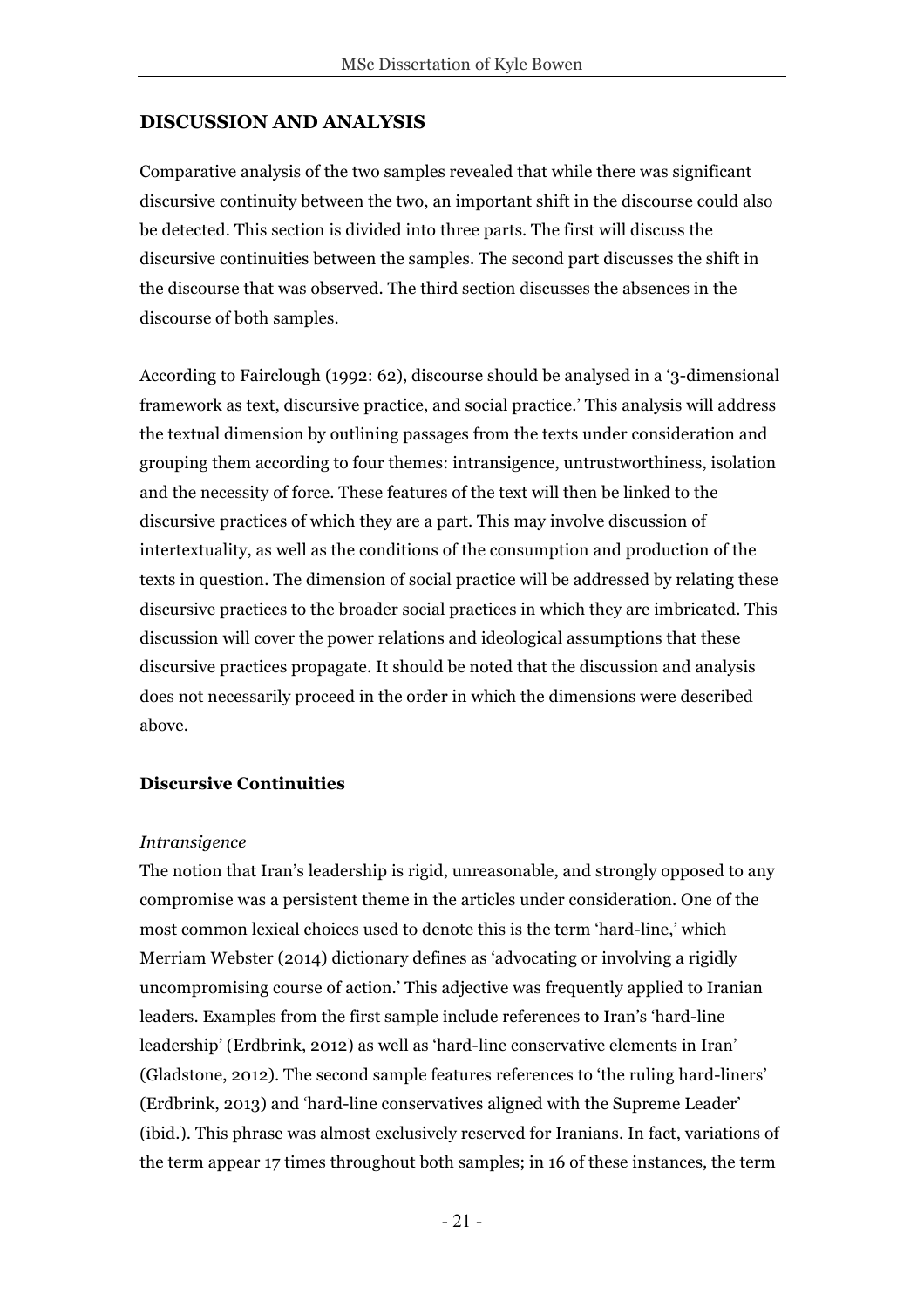## DISCUSSION AND ANALYSIS

Comparative analysis of the two samples revealed that while there was significant discursive continuity between the two, an important shift in the discourse could also be detected. This section is divided into three parts. The first will discuss the discursive continuities between the samples. The second part discusses the shift in the discourse that was observed. The third section discusses the absences in the discourse of both samples.

According to Fairclough (1992: 62), discourse should be analysed in a '3-dimensional framework as text, discursive practice, and social practice.' This analysis will address the textual dimension by outlining passages from the texts under consideration and grouping them according to four themes: intransigence, untrustworthiness, isolation and the necessity of force. These features of the text will then be linked to the discursive practices of which they are a part. This may involve discussion of intertextuality, as well as the conditions of the consumption and production of the texts in question. The dimension of social practice will be addressed by relating these discursive practices to the broader social practices in which they are imbricated. This discussion will cover the power relations and ideological assumptions that these discursive practices propagate. It should be noted that the discussion and analysis does not necessarily proceed in the order in which the dimensions were described above.

### Discursive Continuities

*Intransigence*

The notion that Iran's leadership is rigid, unreasonable, and strongly opposed to any compromise was a persistent theme in the articles under consideration. One of the most common lexical choices used to denote this is the term 'hard-line,' which Merriam Webster (2014) dictionary defines as 'advocating or involving a rigidly uncompromising course of action.' This adjective was frequently applied to Iranian leaders. Examples from the first sample include references to Iran's 'hard-line leadership' (Erdbrink, 2012) as well as 'hard-line conservative elements in Iran' (Gladstone, 2012). The second sample features references to 'the ruling hard-liners' (Erdbrink, 2013) and 'hard-line conservatives aligned with the Supreme Leader' (ibid.). This phrase was almost exclusively reserved for Iranians. In fact, variations of the term appear 17 times throughout both samples; in 16 of these instances, the term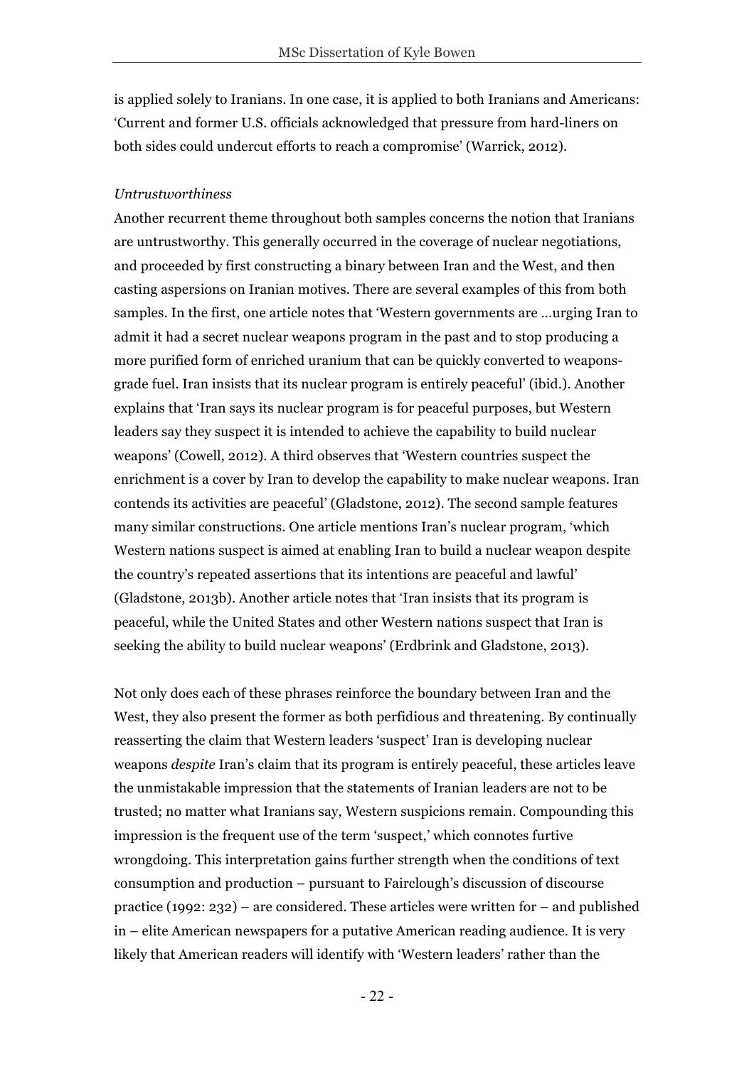is applied solely to Iranians. In one case, it is applied to both Iranians and Americans: 'Current and former U.S. officials acknowledged that pressure from hard-liners on both sides could undercut efforts to reach a compromise' (Warrick, 2012).

*Untrustworthiness*

Another recurrent theme throughout both samples concerns the notion that Iranians are untrustworthy. This generally occurred in the coverage of nuclear negotiations, and proceeded by first constructing a binary between Iran and the West, and then casting aspersions on Iranian motives. There are several examples of this from both samples. In the first, one article notes that 'Western governments are …urging Iran to admit it had a secret nuclear weapons program in the past and to stop producing a more purified form of enriched uranium that can be quickly converted to weapons-grade fuel. Iran insists that its nuclear program is entirely peaceful' (ibid.). Another explains that 'Iran says its nuclear program is for peaceful purposes, but Western leaders say they suspect it is intended to achieve the capability to build nuclear weapons' (Cowell, 2012). A third observes that 'Western countries suspect the enrichment is a cover by Iran to develop the capability to make nuclear weapons. Iran contends its activities are peaceful' (Gladstone, 2012). The second sample features many similar constructions. One article mentions Iran's nuclear program, 'which Western nations suspect is aimed at enabling Iran to build a nuclear weapon despite the country's repeated assertions that its intentions are peaceful and lawful' (Gladstone, 2013b). Another article notes that 'Iran insists that its program is peaceful, while the United States and other Western nations suspect that Iran is seeking the ability to build nuclear weapons' (Erdbrink and Gladstone, 2013).

Not only does each of these phrases reinforce the boundary between Iran and the West, they also present the former as both perfidious and threatening. By continually reasserting the claim that Western leaders 'suspect' Iran is developing nuclear weapons *despite* Iran's claim that its program is entirely peaceful, these articles leave the unmistakable impression that the statements of Iranian leaders are not to be trusted; no matter what Iranians say, Western suspicions remain. Compounding this impression is the frequent use of the term 'suspect,' which connotes furtive wrongdoing. This interpretation gains further strength when the conditions of text consumption and production – pursuant to Fairclough's discussion of discourse practice (1992: 232) – are considered. These articles were written for – and published in – elite American newspapers for a putative American reading audience. It is very likely that American readers will identify with 'Western leaders' rather than the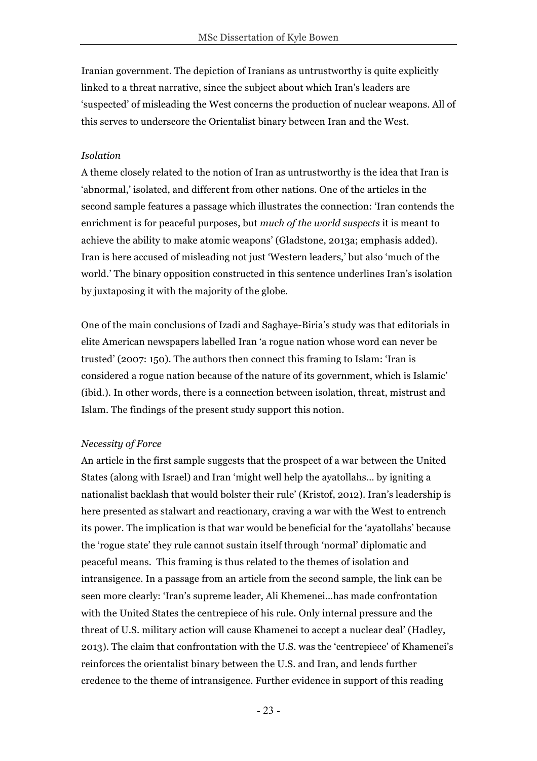Iranian government. The depiction of Iranians as untrustworthy is quite explicitly linked to a threat narrative, since the subject about which Iran's leaders are 'suspected' of misleading the West concerns the production of nuclear weapons. All of this serves to underscore the Orientalist binary between Iran and the West.

*Isolation*

A theme closely related to the notion of Iran as untrustworthy is the idea that Iran is 'abnormal,' isolated, and different from other nations. One of the articles in the second sample features a passage which illustrates the connection: 'Iran contends the enrichment is for peaceful purposes, but *much of the world suspects* it is meant to achieve the ability to make atomic weapons' (Gladstone, 2013a; emphasis added). Iran is here accused of misleading not just 'Western leaders,' but also 'much of the world.' The binary opposition constructed in this sentence underlines Iran's isolation by juxtaposing it with the majority of the globe.

One of the main conclusions of Izadi and Saghaye-Biria's study was that editorials in elite American newspapers labelled Iran 'a rogue nation whose word can never be trusted' (2007: 150). The authors then connect this framing to Islam: 'Iran is considered a rogue nation because of the nature of its government, which is Islamic' (ibid.). In other words, there is a connection between isolation, threat, mistrust and Islam. The findings of the present study support this notion.

*Necessity of Force*

An article in the first sample suggests that the prospect of a war between the United States (along with Israel) and Iran 'might well help the ayatollahs… by igniting a nationalist backlash that would bolster their rule' (Kristof, 2012). Iran's leadership is here presented as stalwart and reactionary, craving a war with the West to entrench its power. The implication is that war would be beneficial for the 'ayatollahs' because the 'rogue state' they rule cannot sustain itself through 'normal' diplomatic and peaceful means. This framing is thus related to the themes of isolation and intransigence. In a passage from an article from the second sample, the link can be seen more clearly: 'Iran's supreme leader, Ali Khemenei…has made confrontation with the United States the centrepiece of his rule. Only internal pressure and the threat of U.S. military action will cause Khamenei to accept a nuclear deal' (Hadley, 2013). The claim that confrontation with the U.S. was the 'centrepiece' of Khamenei's reinforces the orientalist binary between the U.S. and Iran, and lends further credence to the theme of intransigence. Further evidence in support of this reading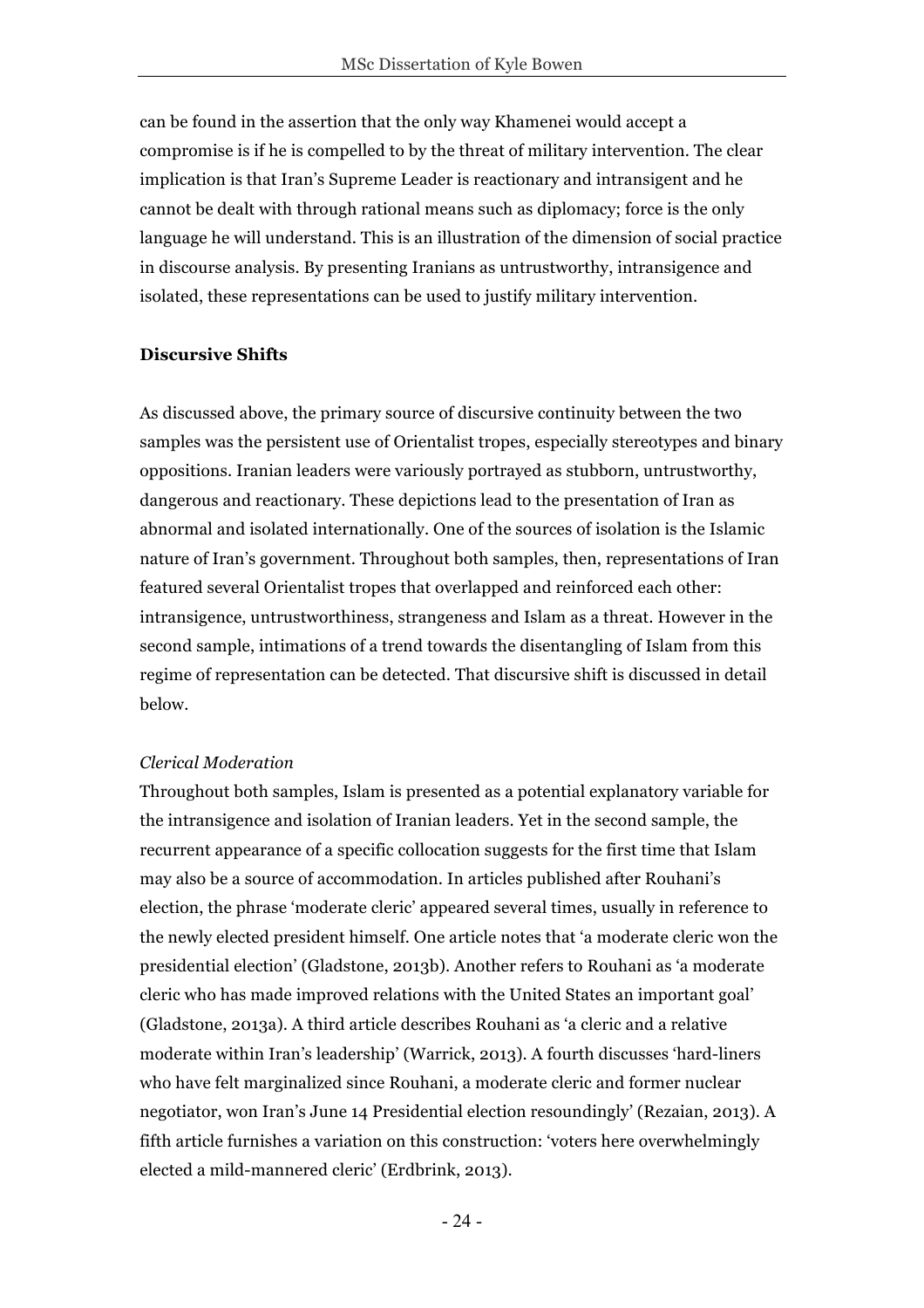can be found in the assertion that the only way Khamenei would accept a compromise is if he is compelled to by the threat of military intervention. The clear implication is that Iran's Supreme Leader is reactionary and intransigent and he cannot be dealt with through rational means such as diplomacy; force is the only language he will understand. This is an illustration of the dimension of social practice in discourse analysis. By presenting Iranians as untrustworthy, intransigence and isolated, these representations can be used to justify military intervention.

### Discursive Shifts

As discussed above, the primary source of discursive continuity between the two samples was the persistent use of Orientalist tropes, especially stereotypes and binary oppositions. Iranian leaders were variously portrayed as stubborn, untrustworthy, dangerous and reactionary. These depictions lead to the presentation of Iran as abnormal and isolated internationally. One of the sources of isolation is the Islamic nature of Iran's government. Throughout both samples, then, representations of Iran featured several Orientalist tropes that overlapped and reinforced each other: intransigence, untrustworthiness, strangeness and Islam as a threat. However in the second sample, intimations of a trend towards the disentangling of Islam from this regime of representation can be detected. That discursive shift is discussed in detail below.

#### *Clerical Moderation*

Throughout both samples, Islam is presented as a potential explanatory variable for the intransigence and isolation of Iranian leaders. Yet in the second sample, the recurrent appearance of a specific collocation suggests for the first time that Islam may also be a source of accommodation. In articles published after Rouhani's election, the phrase 'moderate cleric' appeared several times, usually in reference to the newly elected president himself. One article notes that 'a moderate cleric won the presidential election' (Gladstone, 2013b). Another refers to Rouhani as 'a moderate cleric who has made improved relations with the United States an important goal' (Gladstone, 2013a). A third article describes Rouhani as 'a cleric and a relative moderate within Iran's leadership' (Warrick, 2013). A fourth discusses 'hard-liners who have felt marginalized since Rouhani, a moderate cleric and former nuclear negotiator, won Iran's June 14 Presidential election resoundingly' (Rezaian, 2013). A fifth article furnishes a variation on this construction: 'voters here overwhelmingly elected a mild-mannered cleric' (Erdbrink, 2013).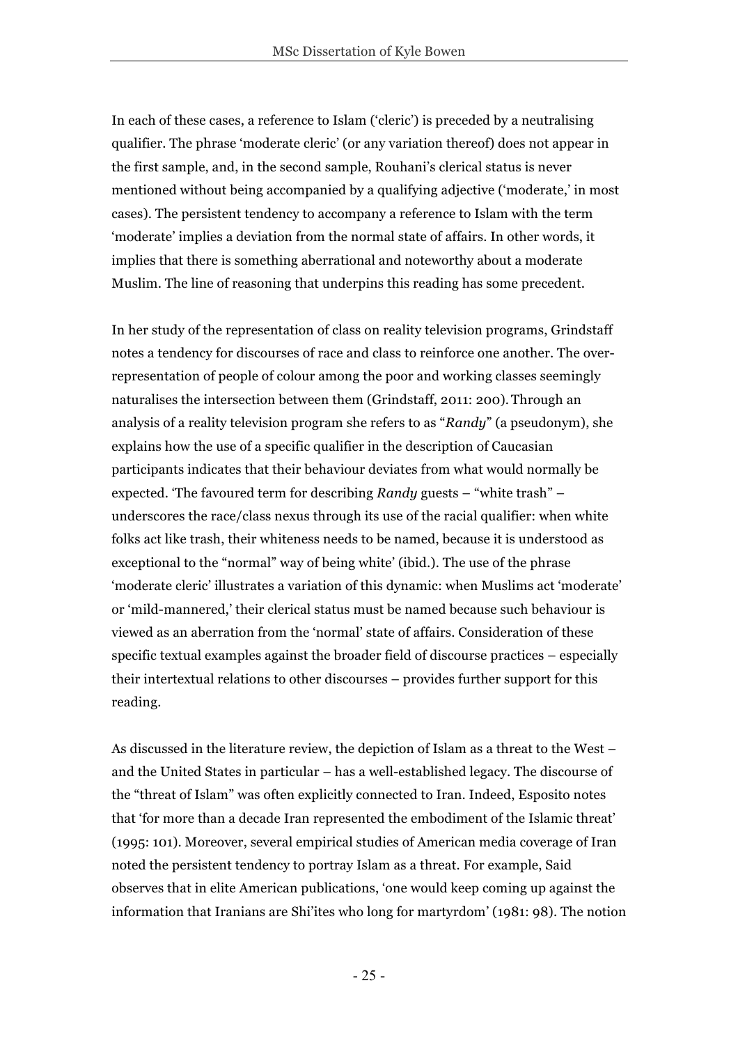In each of these cases, a reference to Islam ('cleric') is preceded by a neutralising qualifier. The phrase 'moderate cleric' (or any variation thereof) does not appear in the first sample, and, in the second sample, Rouhani's clerical status is never mentioned without being accompanied by a qualifying adjective ('moderate,' in most cases). The persistent tendency to accompany a reference to Islam with the term 'moderate' implies a deviation from the normal state of affairs. In other words, it implies that there is something aberrational and noteworthy about a moderate Muslim. The line of reasoning that underpins this reading has some precedent.

In her study of the representation of class on reality television programs, Grindstaff notes a tendency for discourses of race and class to reinforce one another. The over-representation of people of colour among the poor and working classes seemingly naturalises the intersection between them (Grindstaff, 2011: 200). Through an analysis of a reality television program she refers to as "*Randy*" (a pseudonym), she explains how the use of a specific qualifier in the description of Caucasian participants indicates that their behaviour deviates from what would normally be expected. 'The favoured term for describing *Randy* guests – "white trash" – underscores the race/class nexus through its use of the racial qualifier: when white folks act like trash, their whiteness needs to be named, because it is understood as exceptional to the "normal" way of being white' (ibid.). The use of the phrase 'moderate cleric' illustrates a variation of this dynamic: when Muslims act 'moderate' or 'mild-mannered,' their clerical status must be named because such behaviour is viewed as an aberration from the 'normal' state of affairs. Consideration of these specific textual examples against the broader field of discourse practices – especially their intertextual relations to other discourses – provides further support for this reading.

As discussed in the literature review, the depiction of Islam as a threat to the West – and the United States in particular – has a well-established legacy. The discourse of the "threat of Islam" was often explicitly connected to Iran. Indeed, Esposito notes that 'for more than a decade Iran represented the embodiment of the Islamic threat' (1995: 101). Moreover, several empirical studies of American media coverage of Iran noted the persistent tendency to portray Islam as a threat. For example, Said observes that in elite American publications, 'one would keep coming up against the information that Iranians are Shi'ites who long for martyrdom' (1981: 98). The notion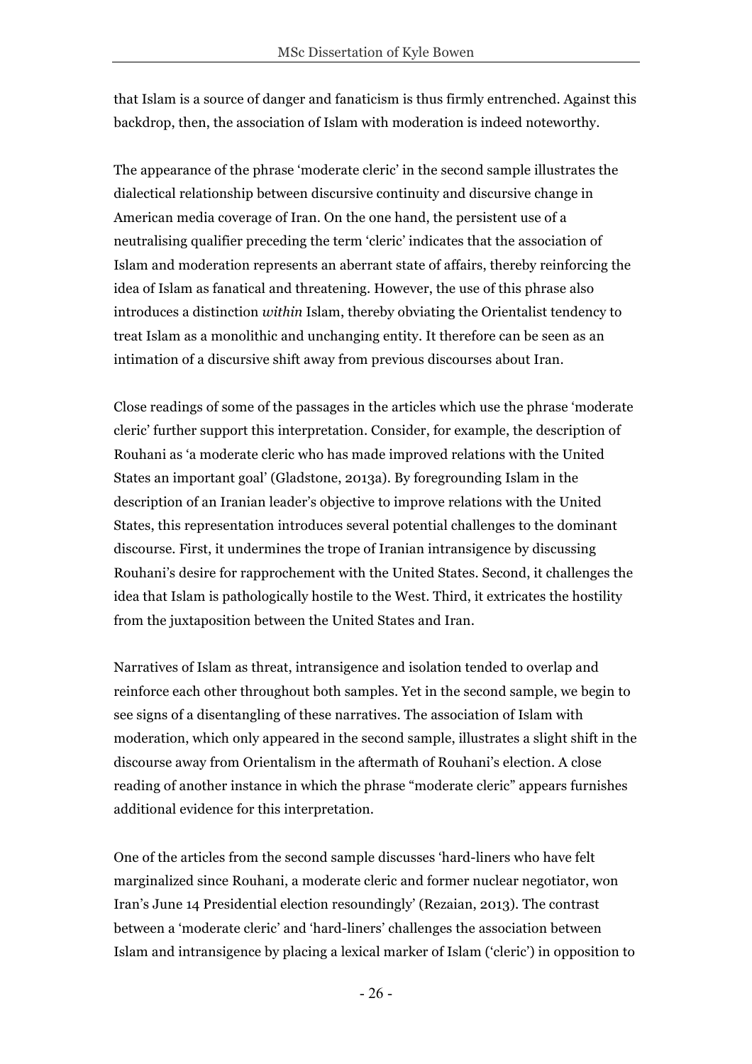that Islam is a source of danger and fanaticism is thus firmly entrenched. Against this backdrop, then, the association of Islam with moderation is indeed noteworthy.

The appearance of the phrase 'moderate cleric' in the second sample illustrates the dialectical relationship between discursive continuity and discursive change in American media coverage of Iran. On the one hand, the persistent use of a neutralising qualifier preceding the term 'cleric' indicates that the association of Islam and moderation represents an aberrant state of affairs, thereby reinforcing the idea of Islam as fanatical and threatening. However, the use of this phrase also introduces a distinction *within* Islam, thereby obviating the Orientalist tendency to treat Islam as a monolithic and unchanging entity. It therefore can be seen as an intimation of a discursive shift away from previous discourses about Iran.

Close readings of some of the passages in the articles which use the phrase 'moderate cleric' further support this interpretation. Consider, for example, the description of Rouhani as 'a moderate cleric who has made improved relations with the United States an important goal' (Gladstone, 2013a). By foregrounding Islam in the description of an Iranian leader's objective to improve relations with the United States, this representation introduces several potential challenges to the dominant discourse. First, it undermines the trope of Iranian intransigence by discussing Rouhani's desire for rapprochement with the United States. Second, it challenges the idea that Islam is pathologically hostile to the West. Third, it extricates the hostility from the juxtaposition between the United States and Iran.

Narratives of Islam as threat, intransigence and isolation tended to overlap and reinforce each other throughout both samples. Yet in the second sample, we begin to see signs of a disentangling of these narratives. The association of Islam with moderation, which only appeared in the second sample, illustrates a slight shift in the discourse away from Orientalism in the aftermath of Rouhani's election. A close reading of another instance in which the phrase "moderate cleric" appears furnishes additional evidence for this interpretation.

One of the articles from the second sample discusses 'hard-liners who have felt marginalized since Rouhani, a moderate cleric and former nuclear negotiator, won Iran's June 14 Presidential election resoundingly' (Rezaian, 2013). The contrast between a 'moderate cleric' and 'hard-liners' challenges the association between Islam and intransigence by placing a lexical marker of Islam ('cleric') in opposition to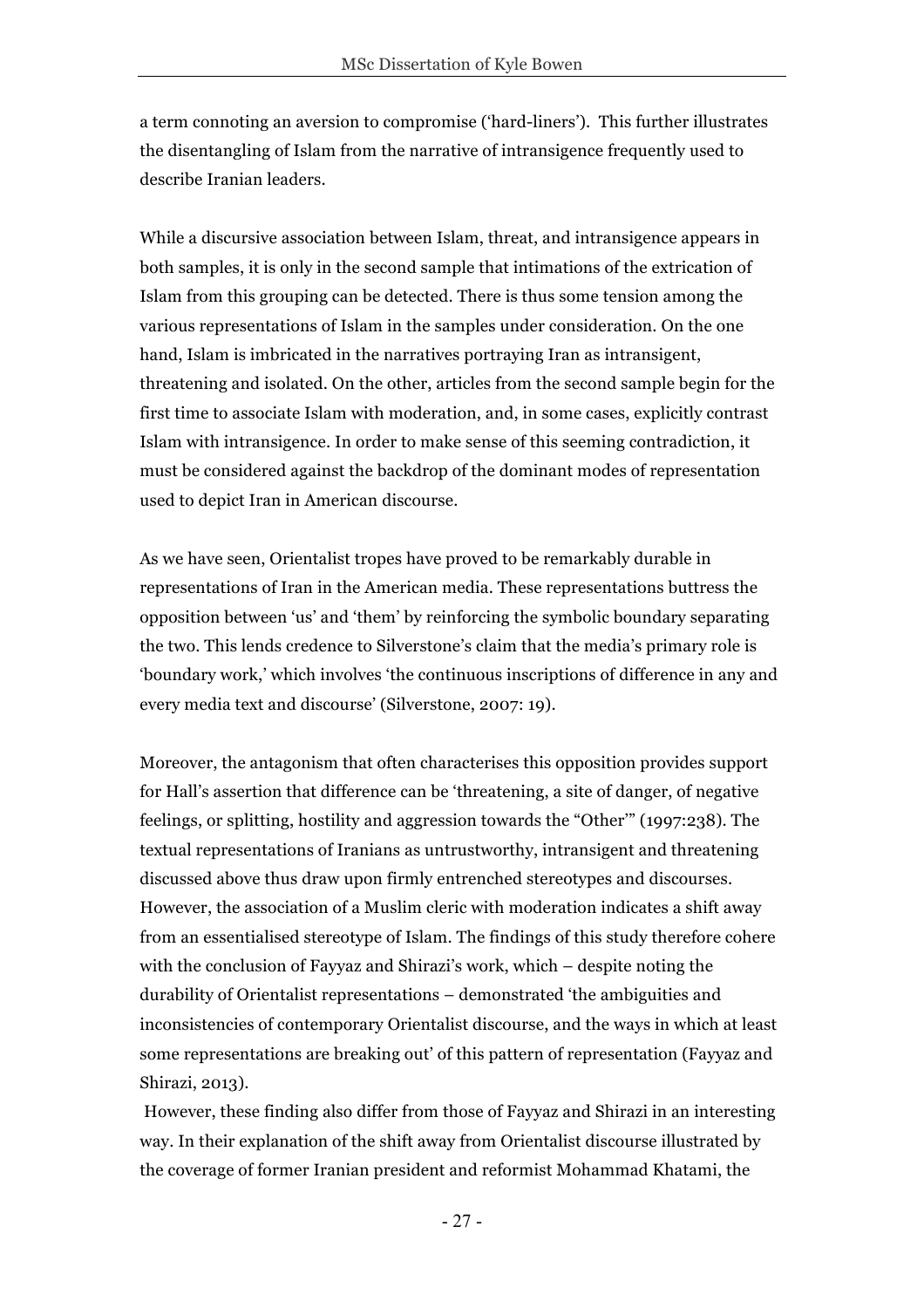a term connoting an aversion to compromise ('hard-liners'). This further illustrates the disentangling of Islam from the narrative of intransigence frequently used to describe Iranian leaders.

While a discursive association between Islam, threat, and intransigence appears in both samples, it is only in the second sample that intimations of the extrication of Islam from this grouping can be detected. There is thus some tension among the various representations of Islam in the samples under consideration. On the one hand, Islam is imbricated in the narratives portraying Iran as intransigent, threatening and isolated. On the other, articles from the second sample begin for the first time to associate Islam with moderation, and, in some cases, explicitly contrast Islam with intransigence. In order to make sense of this seeming contradiction, it must be considered against the backdrop of the dominant modes of representation used to depict Iran in American discourse.

As we have seen, Orientalist tropes have proved to be remarkably durable in representations of Iran in the American media. These representations buttress the opposition between 'us' and 'them' by reinforcing the symbolic boundary separating the two. This lends credence to Silverstone's claim that the media's primary role is 'boundary work,' which involves 'the continuous inscriptions of difference in any and every media text and discourse' (Silverstone, 2007: 19).

Moreover, the antagonism that often characterises this opposition provides support for Hall's assertion that difference can be 'threatening, a site of danger, of negative feelings, or splitting, hostility and aggression towards the "Other"' (1997:238). The textual representations of Iranians as untrustworthy, intransigent and threatening discussed above thus draw upon firmly entrenched stereotypes and discourses. However, the association of a Muslim cleric with moderation indicates a shift away from an essentialised stereotype of Islam. The findings of this study therefore cohere with the conclusion of Fayyaz and Shirazi's work, which – despite noting the durability of Orientalist representations – demonstrated 'the ambiguities and inconsistencies of contemporary Orientalist discourse, and the ways in which at least some representations are breaking out' of this pattern of representation (Fayyaz and Shirazi, 2013).

However, these finding also differ from those of Fayyaz and Shirazi in an interesting way. In their explanation of the shift away from Orientalist discourse illustrated by the coverage of former Iranian president and reformist Mohammad Khatami, the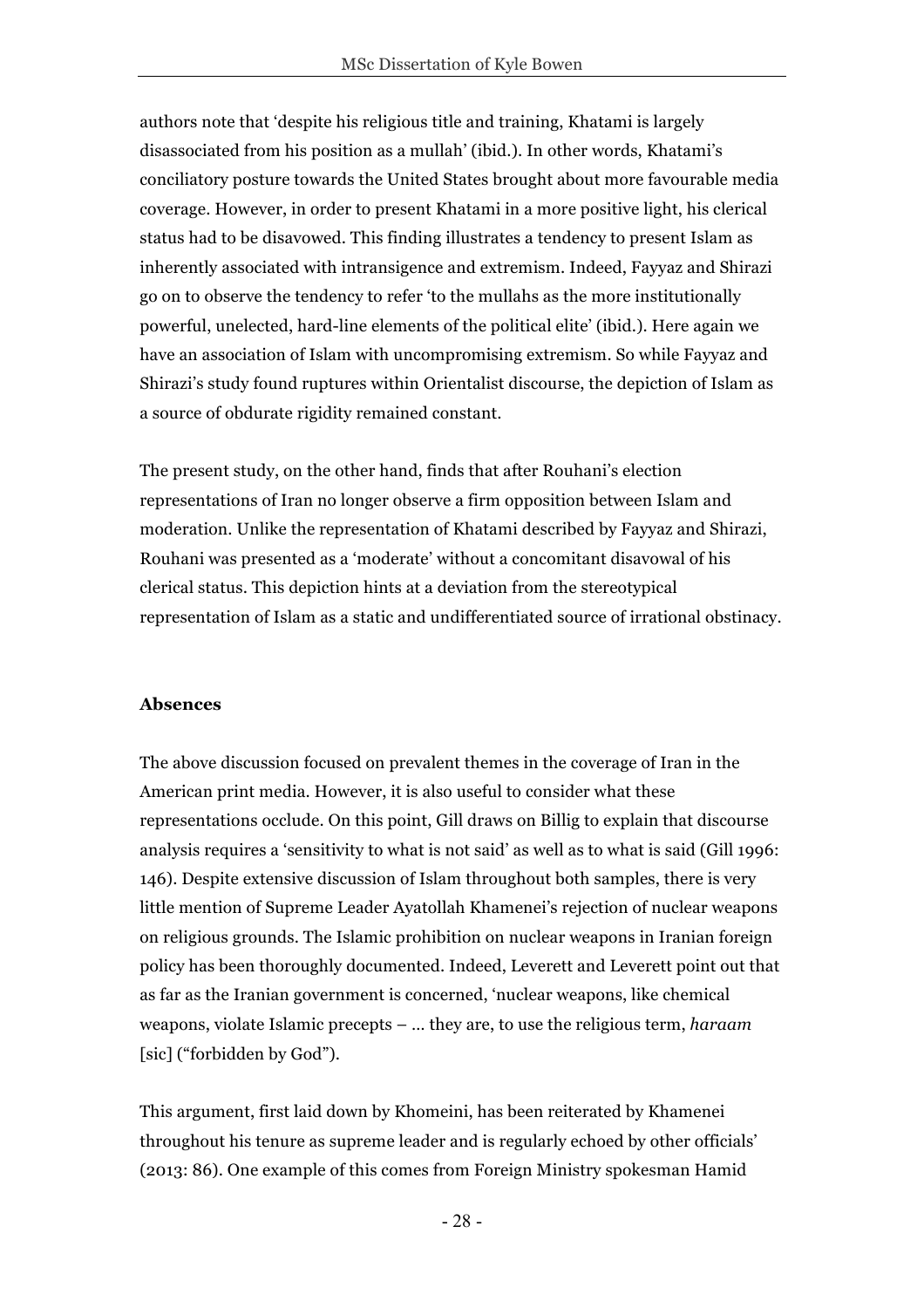authors note that 'despite his religious title and training, Khatami is largely disassociated from his position as a mullah' (ibid.). In other words, Khatami's conciliatory posture towards the United States brought about more favourable media coverage. However, in order to present Khatami in a more positive light, his clerical status had to be disavowed. This finding illustrates a tendency to present Islam as inherently associated with intransigence and extremism. Indeed, Fayyaz and Shirazi go on to observe the tendency to refer 'to the mullahs as the more institutionally powerful, unelected, hard-line elements of the political elite' (ibid.). Here again we have an association of Islam with uncompromising extremism. So while Fayyaz and Shirazi's study found ruptures within Orientalist discourse, the depiction of Islam as a source of obdurate rigidity remained constant.

The present study, on the other hand, finds that after Rouhani's election representations of Iran no longer observe a firm opposition between Islam and moderation. Unlike the representation of Khatami described by Fayyaz and Shirazi, Rouhani was presented as a 'moderate' without a concomitant disavowal of his clerical status. This depiction hints at a deviation from the stereotypical representation of Islam as a static and undifferentiated source of irrational obstinacy.

**Absences**

The above discussion focused on prevalent themes in the coverage of Iran in the American print media. However, it is also useful to consider what these representations occlude. On this point, Gill draws on Billig to explain that discourse analysis requires a 'sensitivity to what is not said' as well as to what is said (Gill 1996: 146). Despite extensive discussion of Islam throughout both samples, there is very little mention of Supreme Leader Ayatollah Khamenei's rejection of nuclear weapons on religious grounds. The Islamic prohibition on nuclear weapons in Iranian foreign policy has been thoroughly documented. Indeed, Leverett and Leverett point out that as far as the Iranian government is concerned, 'nuclear weapons, like chemical weapons, violate Islamic precepts – ... they are, to use the religious term, *haraam* [sic] ("forbidden by God").

This argument, first laid down by Khomeini, has been reiterated by Khamenei throughout his tenure as supreme leader and is regularly echoed by other officials' (2013: 86). One example of this comes from Foreign Ministry spokesman Hamid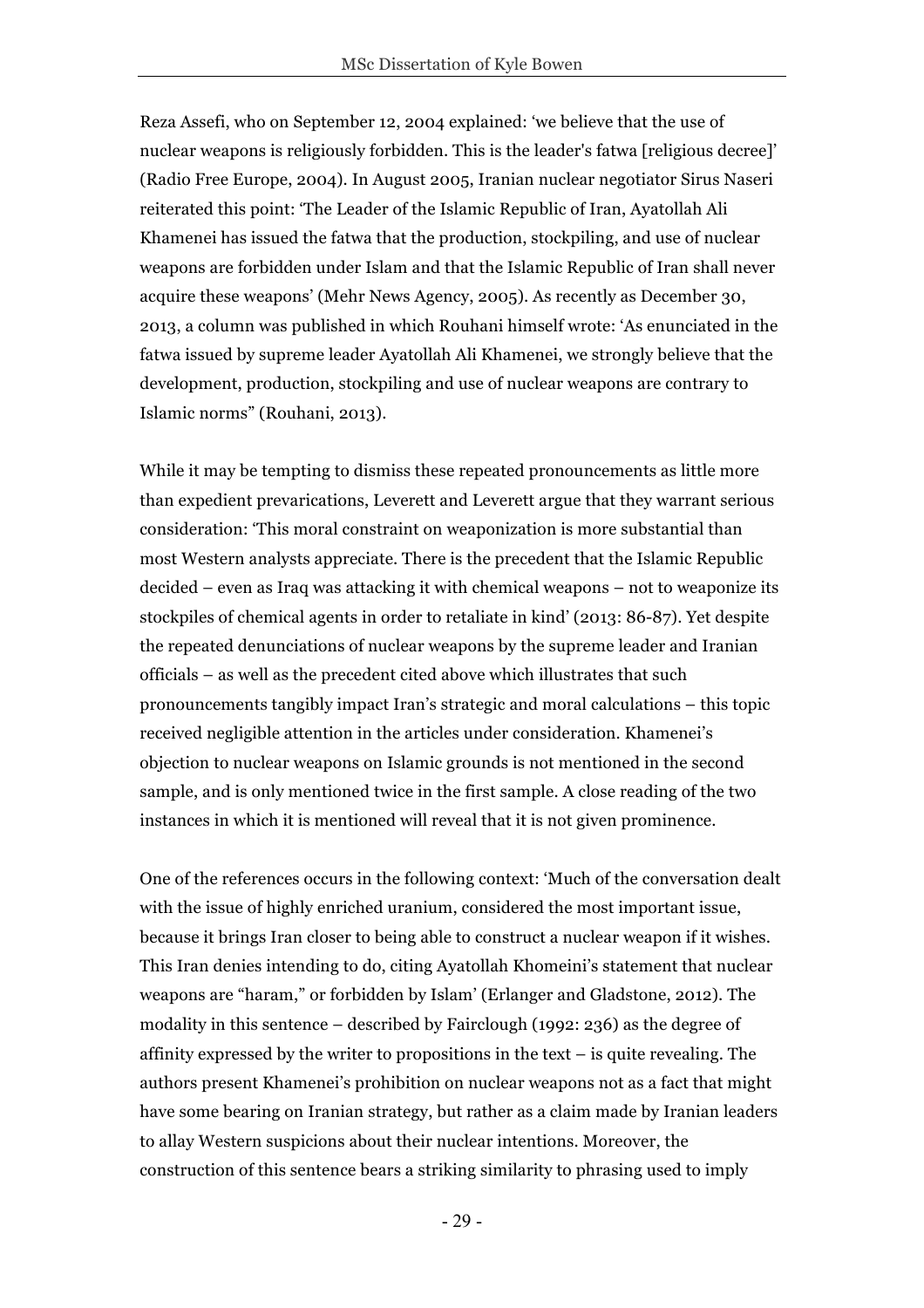Reza Assefi, who on September 12, 2004 explained: 'we believe that the use of nuclear weapons is religiously forbidden. This is the leader's fatwa [religious decree]' (Radio Free Europe, 2004). In August 2005, Iranian nuclear negotiator Sirus Naseri reiterated this point: 'The Leader of the Islamic Republic of Iran, Ayatollah Ali Khamenei has issued the fatwa that the production, stockpiling, and use of nuclear weapons are forbidden under Islam and that the Islamic Republic of Iran shall never acquire these weapons' (Mehr News Agency, 2005). As recently as December 30, 2013, a column was published in which Rouhani himself wrote: 'As enunciated in the fatwa issued by supreme leader Ayatollah Ali Khamenei, we strongly believe that the development, production, stockpiling and use of nuclear weapons are contrary to Islamic norms" (Rouhani, 2013).

While it may be tempting to dismiss these repeated pronouncements as little more than expedient prevarications, Leverett and Leverett argue that they warrant serious consideration: 'This moral constraint on weaponization is more substantial than most Western analysts appreciate. There is the precedent that the Islamic Republic decided – even as Iraq was attacking it with chemical weapons – not to weaponize its stockpiles of chemical agents in order to retaliate in kind' (2013: 86-87). Yet despite the repeated denunciations of nuclear weapons by the supreme leader and Iranian officials – as well as the precedent cited above which illustrates that such pronouncements tangibly impact Iran's strategic and moral calculations – this topic received negligible attention in the articles under consideration. Khamenei's objection to nuclear weapons on Islamic grounds is not mentioned in the second sample, and is only mentioned twice in the first sample. A close reading of the two instances in which it is mentioned will reveal that it is not given prominence.

One of the references occurs in the following context: 'Much of the conversation dealt with the issue of highly enriched uranium, considered the most important issue, because it brings Iran closer to being able to construct a nuclear weapon if it wishes. This Iran denies intending to do, citing Ayatollah Khomeini's statement that nuclear weapons are "haram," or forbidden by Islam' (Erlanger and Gladstone, 2012). The modality in this sentence – described by Fairclough (1992: 236) as the degree of affinity expressed by the writer to propositions in the text – is quite revealing. The authors present Khamenei's prohibition on nuclear weapons not as a fact that might have some bearing on Iranian strategy, but rather as a claim made by Iranian leaders to allay Western suspicions about their nuclear intentions. Moreover, the construction of this sentence bears a striking similarity to phrasing used to imply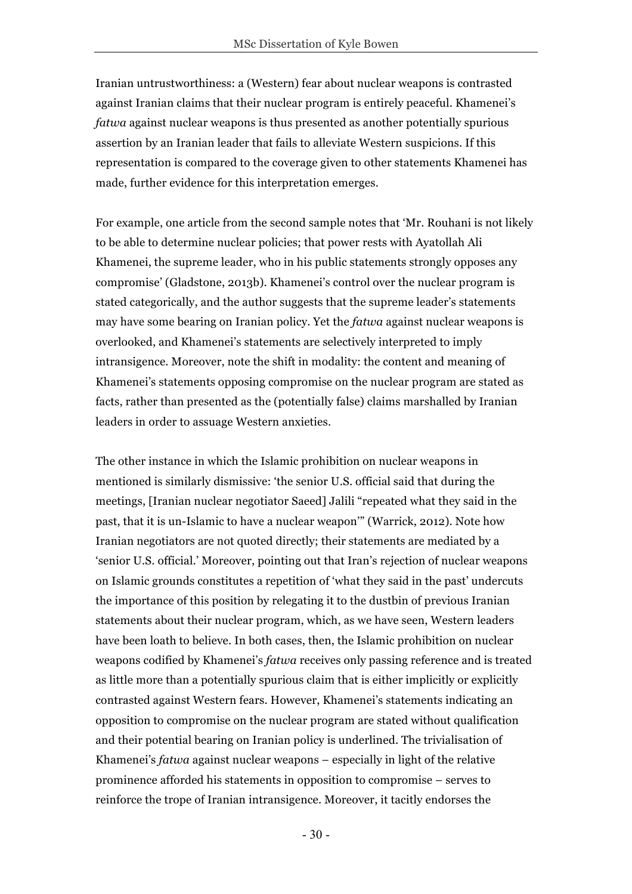Iranian untrustworthiness: a (Western) fear about nuclear weapons is contrasted against Iranian claims that their nuclear program is entirely peaceful. Khamenei's *fatwa* against nuclear weapons is thus presented as another potentially spurious assertion by an Iranian leader that fails to alleviate Western suspicions. If this representation is compared to the coverage given to other statements Khamenei has made, further evidence for this interpretation emerges.

For example, one article from the second sample notes that 'Mr. Rouhani is not likely to be able to determine nuclear policies; that power rests with Ayatollah Ali Khamenei, the supreme leader, who in his public statements strongly opposes any compromise' (Gladstone, 2013b). Khamenei's control over the nuclear program is stated categorically, and the author suggests that the supreme leader's statements may have some bearing on Iranian policy. Yet the *fatwa* against nuclear weapons is overlooked, and Khamenei's statements are selectively interpreted to imply intransigence. Moreover, note the shift in modality: the content and meaning of Khamenei's statements opposing compromise on the nuclear program are stated as facts, rather than presented as the (potentially false) claims marshalled by Iranian leaders in order to assuage Western anxieties.

The other instance in which the Islamic prohibition on nuclear weapons in mentioned is similarly dismissive: 'the senior U.S. official said that during the meetings, [Iranian nuclear negotiator Saeed] Jalili "repeated what they said in the past, that it is un-Islamic to have a nuclear weapon"' (Warrick, 2012). Note how Iranian negotiators are not quoted directly; their statements are mediated by a 'senior U.S. official.' Moreover, pointing out that Iran's rejection of nuclear weapons on Islamic grounds constitutes a repetition of 'what they said in the past' undercuts the importance of this position by relegating it to the dustbin of previous Iranian statements about their nuclear program, which, as we have seen, Western leaders have been loath to believe. In both cases, then, the Islamic prohibition on nuclear weapons codified by Khamenei's *fatwa* receives only passing reference and is treated as little more than a potentially spurious claim that is either implicitly or explicitly contrasted against Western fears. However, Khamenei's statements indicating an opposition to compromise on the nuclear program are stated without qualification and their potential bearing on Iranian policy is underlined. The trivialisation of Khamenei's *fatwa* against nuclear weapons – especially in light of the relative prominence afforded his statements in opposition to compromise – serves to reinforce the trope of Iranian intransigence. Moreover, it tacitly endorses the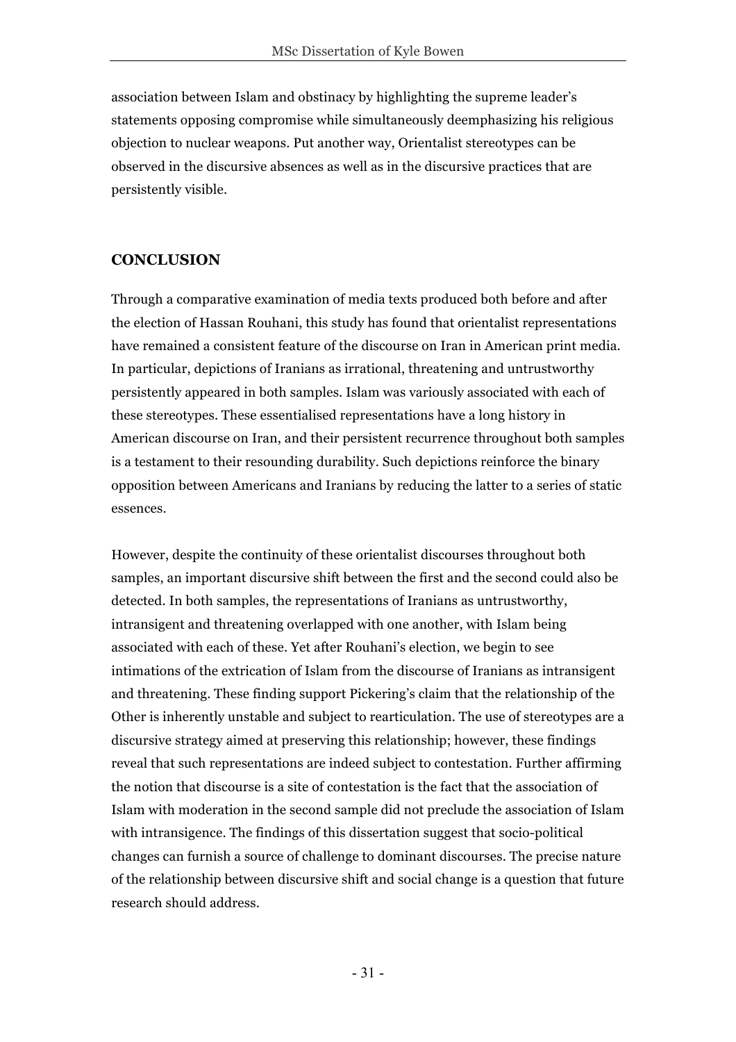association between Islam and obstinacy by highlighting the supreme leader's statements opposing compromise while simultaneously deemphasizing his religious objection to nuclear weapons. Put another way, Orientalist stereotypes can be observed in the discursive absences as well as in the discursive practices that are persistently visible.

## CONCLUSION

Through a comparative examination of media texts produced both before and after the election of Hassan Rouhani, this study has found that orientalist representations have remained a consistent feature of the discourse on Iran in American print media. In particular, depictions of Iranians as irrational, threatening and untrustworthy persistently appeared in both samples. Islam was variously associated with each of these stereotypes. These essentialised representations have a long history in American discourse on Iran, and their persistent recurrence throughout both samples is a testament to their resounding durability. Such depictions reinforce the binary opposition between Americans and Iranians by reducing the latter to a series of static essences.

However, despite the continuity of these orientalist discourses throughout both samples, an important discursive shift between the first and the second could also be detected. In both samples, the representations of Iranians as untrustworthy, intransigent and threatening overlapped with one another, with Islam being associated with each of these. Yet after Rouhani's election, we begin to see intimations of the extrication of Islam from the discourse of Iranians as intransigent and threatening. These finding support Pickering's claim that the relationship of the Other is inherently unstable and subject to rearticulation. The use of stereotypes are a discursive strategy aimed at preserving this relationship; however, these findings reveal that such representations are indeed subject to contestation. Further affirming the notion that discourse is a site of contestation is the fact that the association of Islam with moderation in the second sample did not preclude the association of Islam with intransigence. The findings of this dissertation suggest that socio-political changes can furnish a source of challenge to dominant discourses. The precise nature of the relationship between discursive shift and social change is a question that future research should address.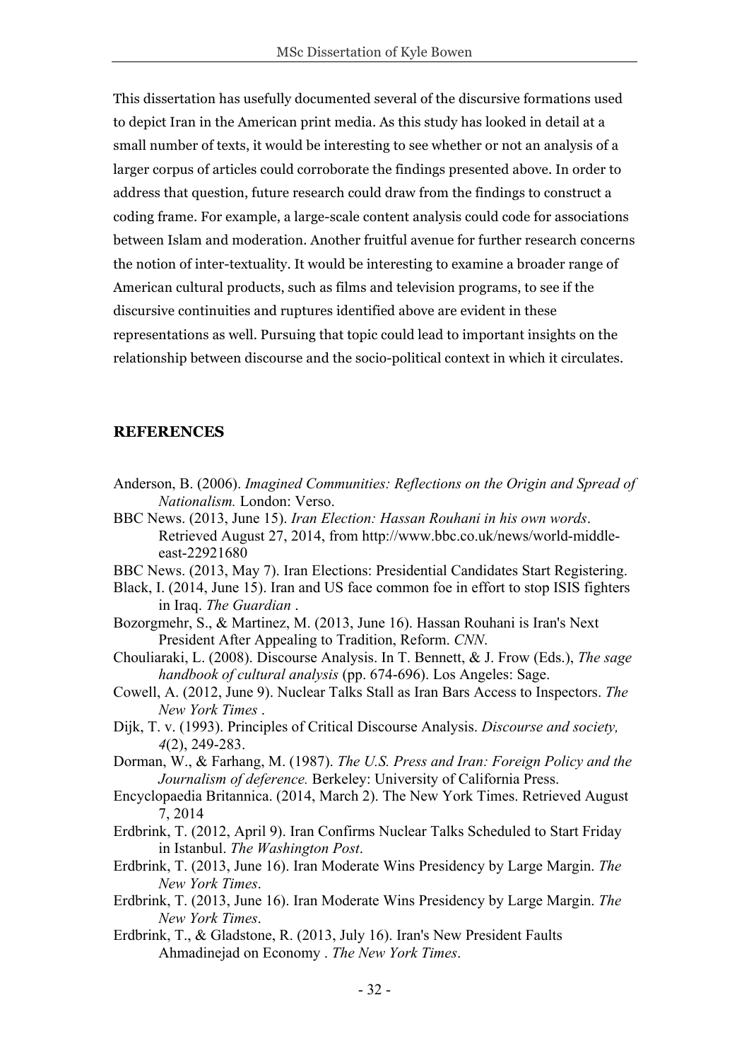This dissertation has usefully documented several of the discursive formations used to depict Iran in the American print media. As this study has looked in detail at a small number of texts, it would be interesting to see whether or not an analysis of a larger corpus of articles could corroborate the findings presented above. In order to address that question, future research could draw from the findings to construct a coding frame. For example, a large-scale content analysis could code for associations between Islam and moderation. Another fruitful avenue for further research concerns the notion of inter-textuality. It would be interesting to examine a broader range of American cultural products, such as films and television programs, to see if the discursive continuities and ruptures identified above are evident in these representations as well. Pursuing that topic could lead to important insights on the relationship between discourse and the socio-political context in which it circulates.

## REFERENCES

Anderson, B. (2006). *Imagined Communities: Reflections on the Origin and Spread of Nationalism.* London: Verso.

BBC News. (2013, June 15). *Iran Election: Hassan Rouhani in his own words*. Retrieved August 27, 2014, from http://www.bbc.co.uk/news/world-middle-east-22921680

BBC News. (2013, May 7). Iran Elections: Presidential Candidates Start Registering.

Black, I. (2014, June 15). Iran and US face common foe in effort to stop ISIS fighters in Iraq. *The Guardian* .

Bozorgmehr, S., & Martinez, M. (2013, June 16). Hassan Rouhani is Iran's Next President After Appealing to Tradition, Reform. *CNN*.

Chouliaraki, L. (2008). Discourse Analysis. In T. Bennett, & J. Frow (Eds.), *The sage handbook of cultural analysis* (pp. 674-696). Los Angeles: Sage.

Cowell, A. (2012, June 9). Nuclear Talks Stall as Iran Bars Access to Inspectors. *The New York Times* .

Dijk, T. v. (1993). Principles of Critical Discourse Analysis. *Discourse and society, 4*(2), 249-283.

Dorman, W., & Farhang, M. (1987). *The U.S. Press and Iran: Foreign Policy and the Journalism of deference.* Berkeley: University of California Press.

Encyclopaedia Britannica. (2014, March 2). The New York Times. Retrieved August 7, 2014

Erdbrink, T. (2012, April 9). Iran Confirms Nuclear Talks Scheduled to Start Friday in Istanbul. *The Washington Post*.

Erdbrink, T. (2013, June 16). Iran Moderate Wins Presidency by Large Margin. *The New York Times*.

Erdbrink, T. (2013, June 16). Iran Moderate Wins Presidency by Large Margin. *The New York Times*.

Erdbrink, T., & Gladstone, R. (2013, July 16). Iran's New President Faults Ahmadinejad on Economy . *The New York Times*.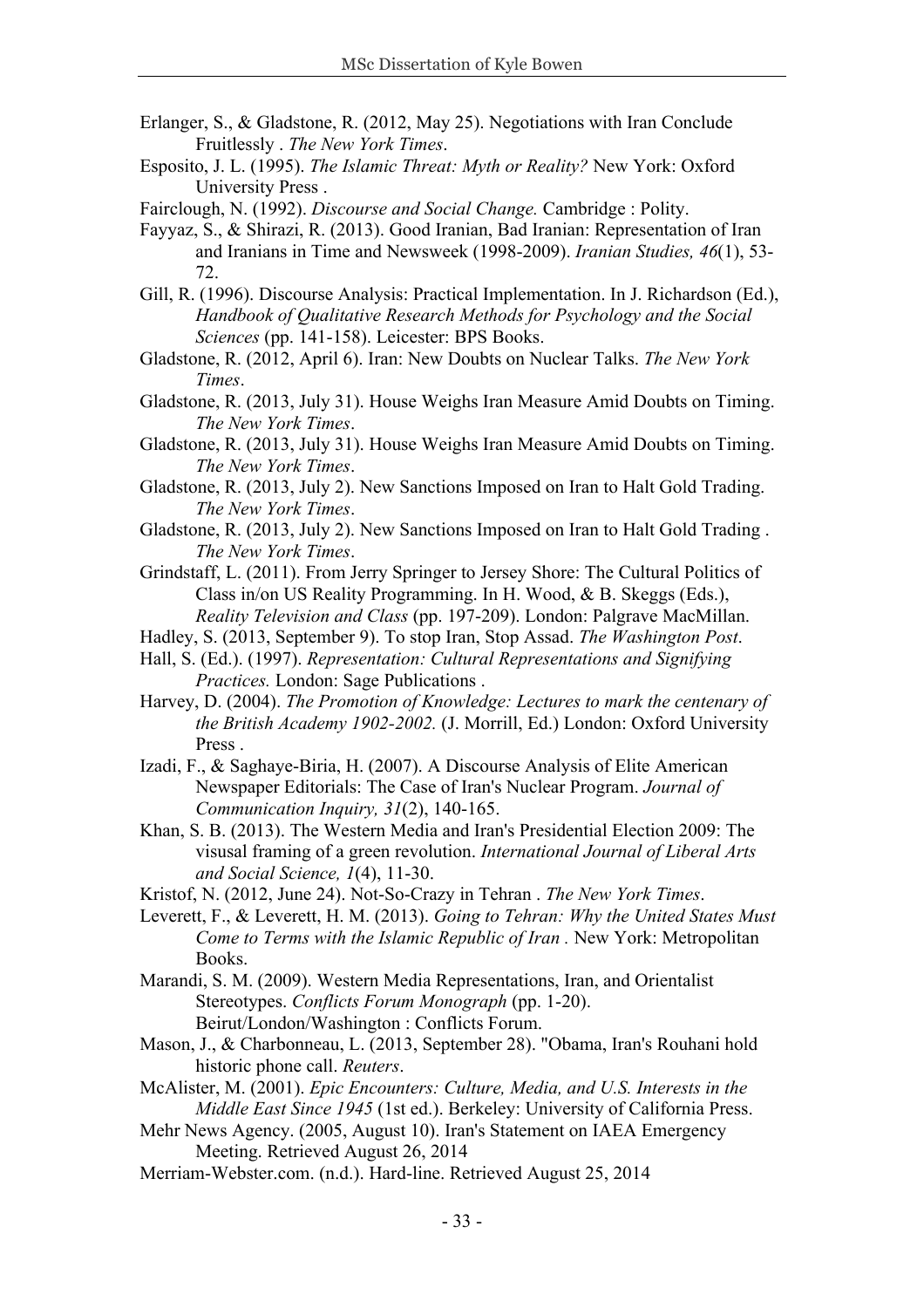Erlanger, S., & Gladstone, R. (2012, May 25). Negotiations with Iran Conclude Fruitlessly . *The New York Times*.

Esposito, J. L. (1995). *The Islamic Threat: Myth or Reality?* New York: Oxford University Press .

Fairclough, N. (1992). *Discourse and Social Change.* Cambridge : Polity.

Fayyaz, S., & Shirazi, R. (2013). Good Iranian, Bad Iranian: Representation of Iran and Iranians in Time and Newsweek (1998-2009). *Iranian Studies, 46*(1), 53-72.

Gill, R. (1996). Discourse Analysis: Practical Implementation. In J. Richardson (Ed.), *Handbook of Qualitative Research Methods for Psychology and the Social Sciences* (pp. 141-158). Leicester: BPS Books.

Gladstone, R. (2012, April 6). Iran: New Doubts on Nuclear Talks. *The New York Times*.

Gladstone, R. (2013, July 31). House Weighs Iran Measure Amid Doubts on Timing. *The New York Times*.

Gladstone, R. (2013, July 31). House Weighs Iran Measure Amid Doubts on Timing. *The New York Times*.

Gladstone, R. (2013, July 2). New Sanctions Imposed on Iran to Halt Gold Trading. *The New York Times*.

Gladstone, R. (2013, July 2). New Sanctions Imposed on Iran to Halt Gold Trading . *The New York Times*.

Grindstaff, L. (2011). From Jerry Springer to Jersey Shore: The Cultural Politics of Class in/on US Reality Programming. In H. Wood, & B. Skeggs (Eds.), *Reality Television and Class* (pp. 197-209). London: Palgrave MacMillan.

Hadley, S. (2013, September 9). To stop Iran, Stop Assad. *The Washington Post*.

Hall, S. (Ed.). (1997). *Representation: Cultural Representations and Signifying Practices.* London: Sage Publications .

Harvey, D. (2004). *The Promotion of Knowledge: Lectures to mark the centenary of the British Academy 1902-2002.* (J. Morrill, Ed.) London: Oxford University Press .

Izadi, F., & Saghaye-Biria, H. (2007). A Discourse Analysis of Elite American Newspaper Editorials: The Case of Iran's Nuclear Program. *Journal of Communication Inquiry, 31*(2), 140-165.

Khan, S. B. (2013). The Western Media and Iran's Presidential Election 2009: The visusal framing of a green revolution. *International Journal of Liberal Arts and Social Science, 1*(4), 11-30.

Kristof, N. (2012, June 24). Not-So-Crazy in Tehran . *The New York Times*.

Leverett, F., & Leverett, H. M. (2013). *Going to Tehran: Why the United States Must Come to Terms with the Islamic Republic of Iran .* New York: Metropolitan Books.

Marandi, S. M. (2009). Western Media Representations, Iran, and Orientalist Stereotypes. *Conflicts Forum Monograph* (pp. 1-20). Beirut/London/Washington : Conflicts Forum.

Mason, J., & Charbonneau, L. (2013, September 28). "Obama, Iran's Rouhani hold historic phone call. *Reuters*.

McAlister, M. (2001). *Epic Encounters: Culture, Media, and U.S. Interests in the Middle East Since 1945* (1st ed.). Berkeley: University of California Press.

Mehr News Agency. (2005, August 10). Iran's Statement on IAEA Emergency Meeting. Retrieved August 26, 2014

Merriam-Webster.com. (n.d.). Hard-line. Retrieved August 25, 2014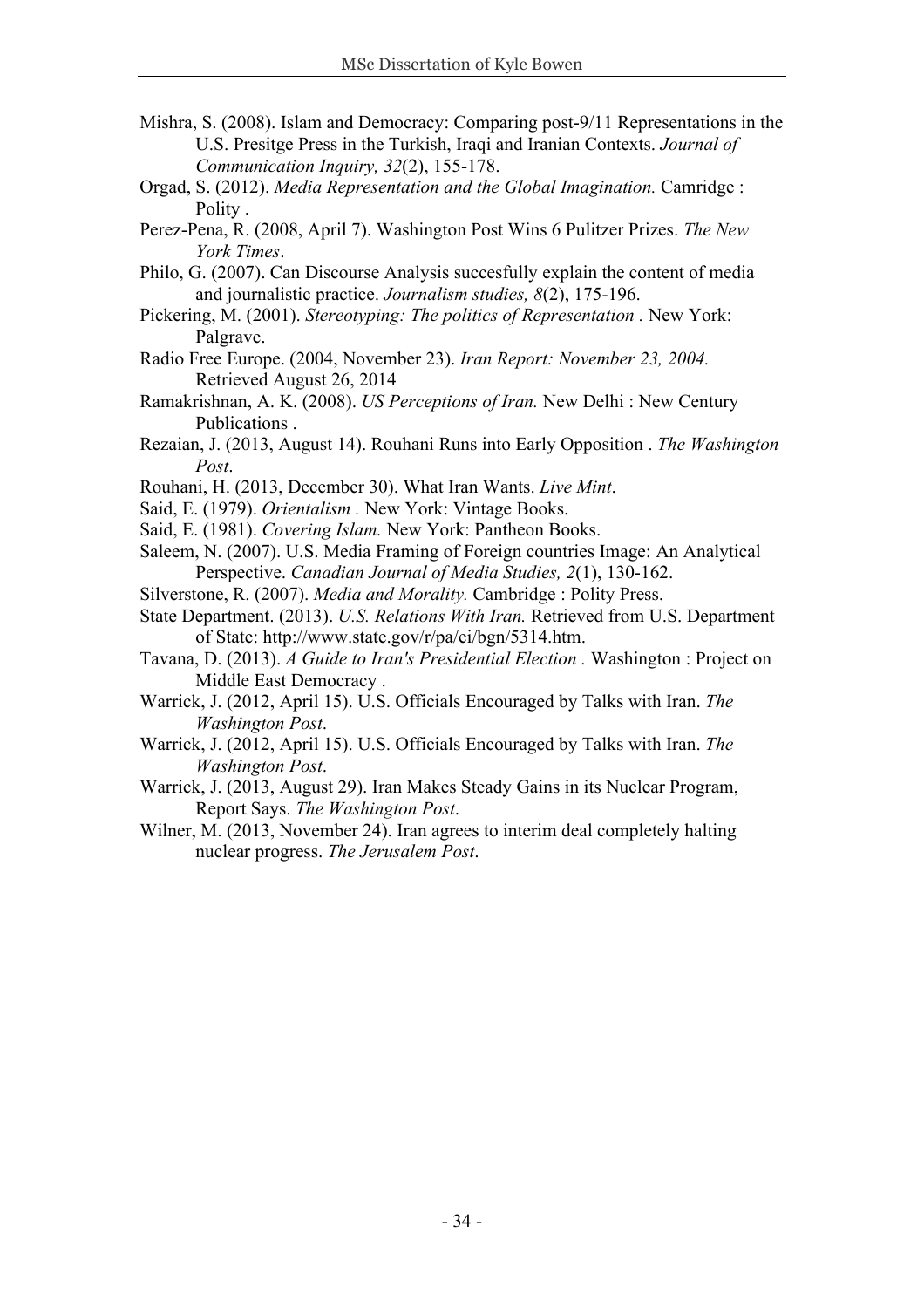Mishra, S. (2008). Islam and Democracy: Comparing post-9/11 Representations in the U.S. Presitge Press in the Turkish, Iraqi and Iranian Contexts. *Journal of Communication Inquiry, 32*(2), 155-178.

Orgad, S. (2012). *Media Representation and the Global Imagination.* Camridge : Polity .

Perez-Pena, R. (2008, April 7). Washington Post Wins 6 Pulitzer Prizes. *The New York Times*.

Philo, G. (2007). Can Discourse Analysis succesfully explain the content of media and journalistic practice. *Journalism studies, 8*(2), 175-196.

Pickering, M. (2001). *Stereotyping: The politics of Representation .* New York: Palgrave.

Radio Free Europe. (2004, November 23). *Iran Report: November 23, 2004.* Retrieved August 26, 2014

Ramakrishnan, A. K. (2008). *US Perceptions of Iran.* New Delhi : New Century Publications .

Rezaian, J. (2013, August 14). Rouhani Runs into Early Opposition . *The Washington Post*.

Rouhani, H. (2013, December 30). What Iran Wants. *Live Mint*.

Said, E. (1979). *Orientalism .* New York: Vintage Books.

Said, E. (1981). *Covering Islam.* New York: Pantheon Books.

Saleem, N. (2007). U.S. Media Framing of Foreign countries Image: An Analytical Perspective. *Canadian Journal of Media Studies, 2*(1), 130-162.

Silverstone, R. (2007). *Media and Morality.* Cambridge : Polity Press.

State Department. (2013). *U.S. Relations With Iran.* Retrieved from U.S. Department of State: http://www.state.gov/r/pa/ei/bgn/5314.htm.

Tavana, D. (2013). *A Guide to Iran's Presidential Election .* Washington : Project on Middle East Democracy .

Warrick, J. (2012, April 15). U.S. Officials Encouraged by Talks with Iran. *The Washington Post*.

Warrick, J. (2012, April 15). U.S. Officials Encouraged by Talks with Iran. *The Washington Post*.

Warrick, J. (2013, August 29). Iran Makes Steady Gains in its Nuclear Program, Report Says. *The Washington Post*.

Wilner, M. (2013, November 24). Iran agrees to interim deal completely halting nuclear progress. *The Jerusalem Post*.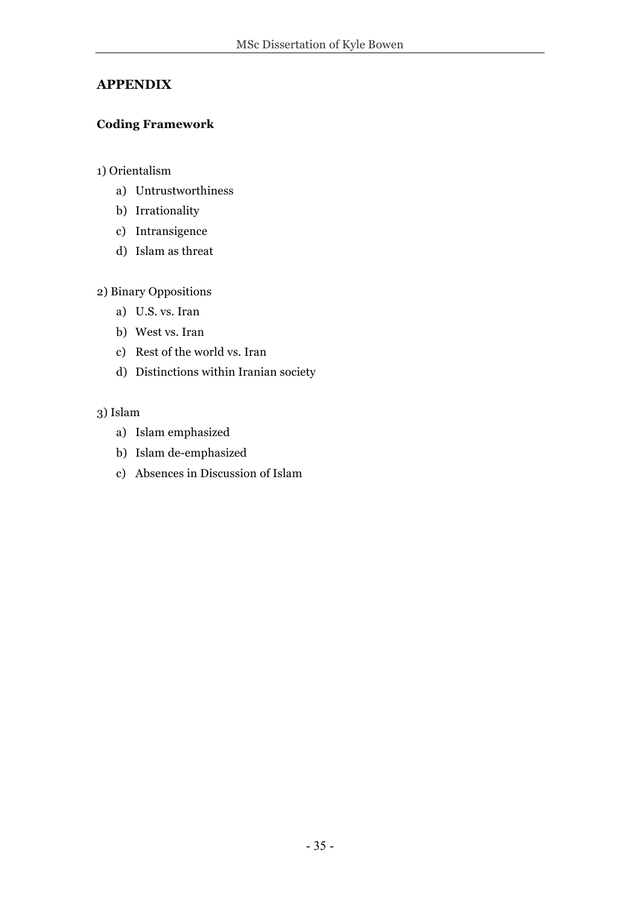# APPENDIX

### Coding Framework

1) Orientalism

   a) Untrustworthiness
   b) Irrationality
   c) Intransigence
   d) Islam as threat

2) Binary Oppositions

   a) U.S. vs. Iran
   b) West vs. Iran
   c) Rest of the world vs. Iran
   d) Distinctions within Iranian society

3) Islam

   a) Islam emphasized
   b) Islam de-emphasized
   c) Absences in Discussion of Islam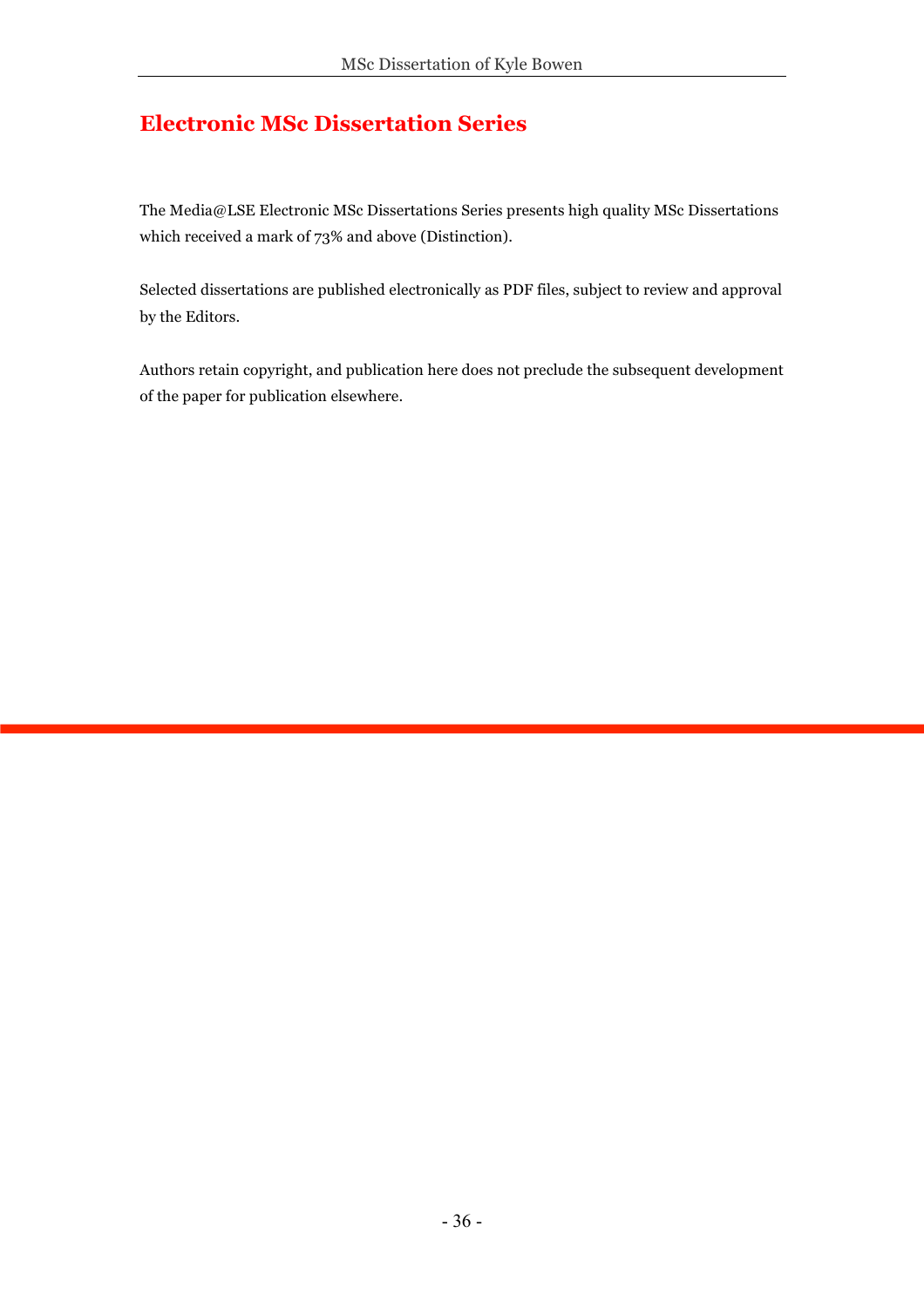## Electronic MSc Dissertation Series

The Media@LSE Electronic MSc Dissertations Series presents high quality MSc Dissertations which received a mark of 73% and above (Distinction).

Selected dissertations are published electronically as PDF files, subject to review and approval by the Editors.

Authors retain copyright, and publication here does not preclude the subsequent development of the paper for publication elsewhere.